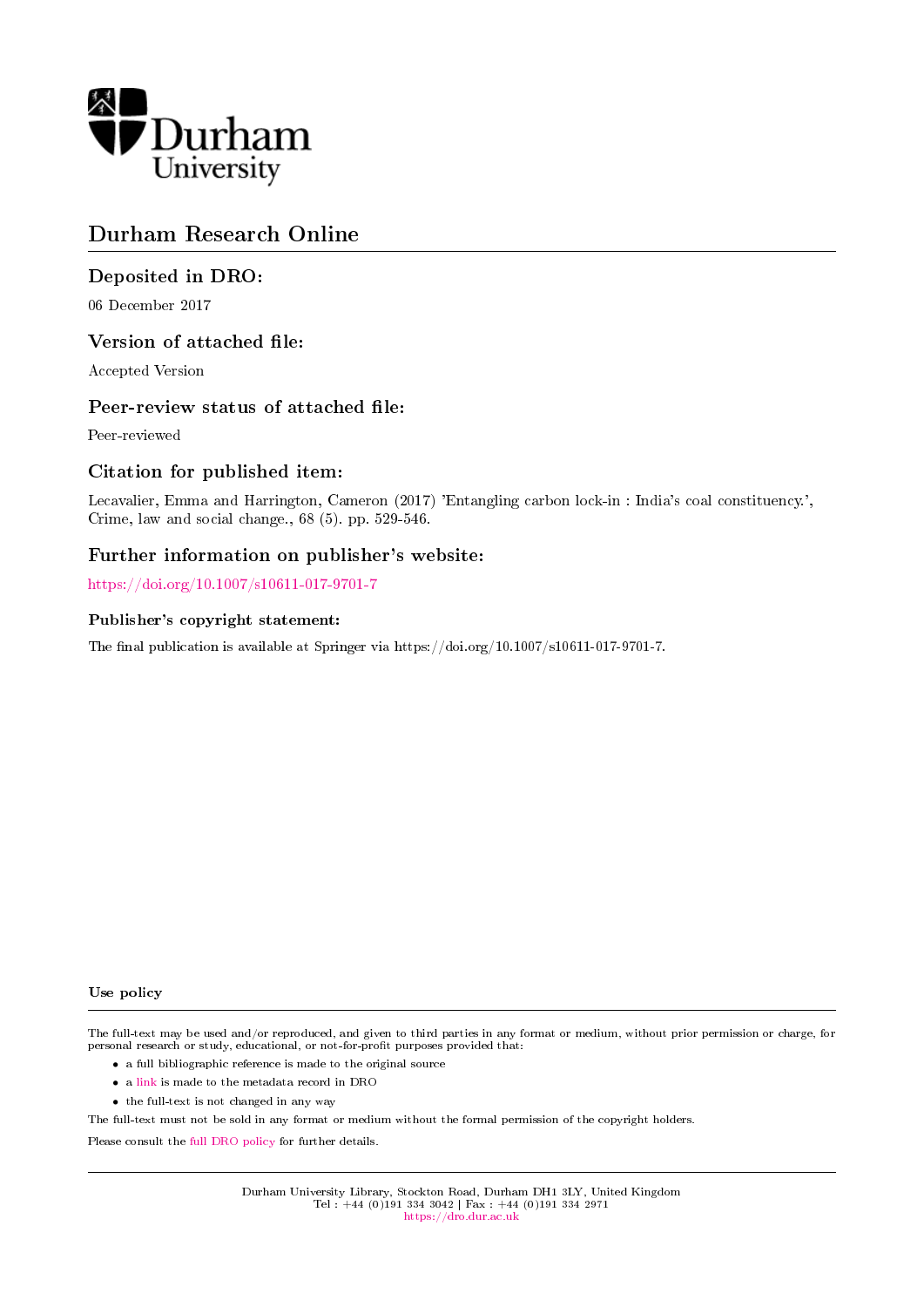Durham University

# Durham Research Online

## Deposited in DRO:

06 December 2017

## Version of attached file:

Accepted Version

## Peer-review status of attached file:

Peer-reviewed

## Citation for published item:

Lecavalier, Emma and Harrington, Cameron (2017) 'Entangling carbon lock-in : India's coal constituency.', Crime, law and social change., 68 (5). pp. 529-546.

## Further information on publisher's website:

https://doi.org/10.1007/s10611-017-9701-7

### Publisher's copyright statement:

The final publication is available at Springer via https://doi.org/10.1007/s10611-017-9701-7.

### Use policy

The full-text may be used and/or reproduced, and given to third parties in any format or medium, without prior permission or charge, for personal research or study, educational, or not-for-profit purposes provided that:

- a full bibliographic reference is made to the original source
- a link is made to the metadata record in DRO
- the full-text is not changed in any way

The full-text must not be sold in any format or medium without the formal permission of the copyright holders.

Please consult the full DRO policy for further details.

Durham University Library, Stockton Road, Durham DH1 3LY, United Kingdom
Tel : +44 (0)191 334 3042 | Fax : +44 (0)191 334 2971
https://dro.dur.ac.uk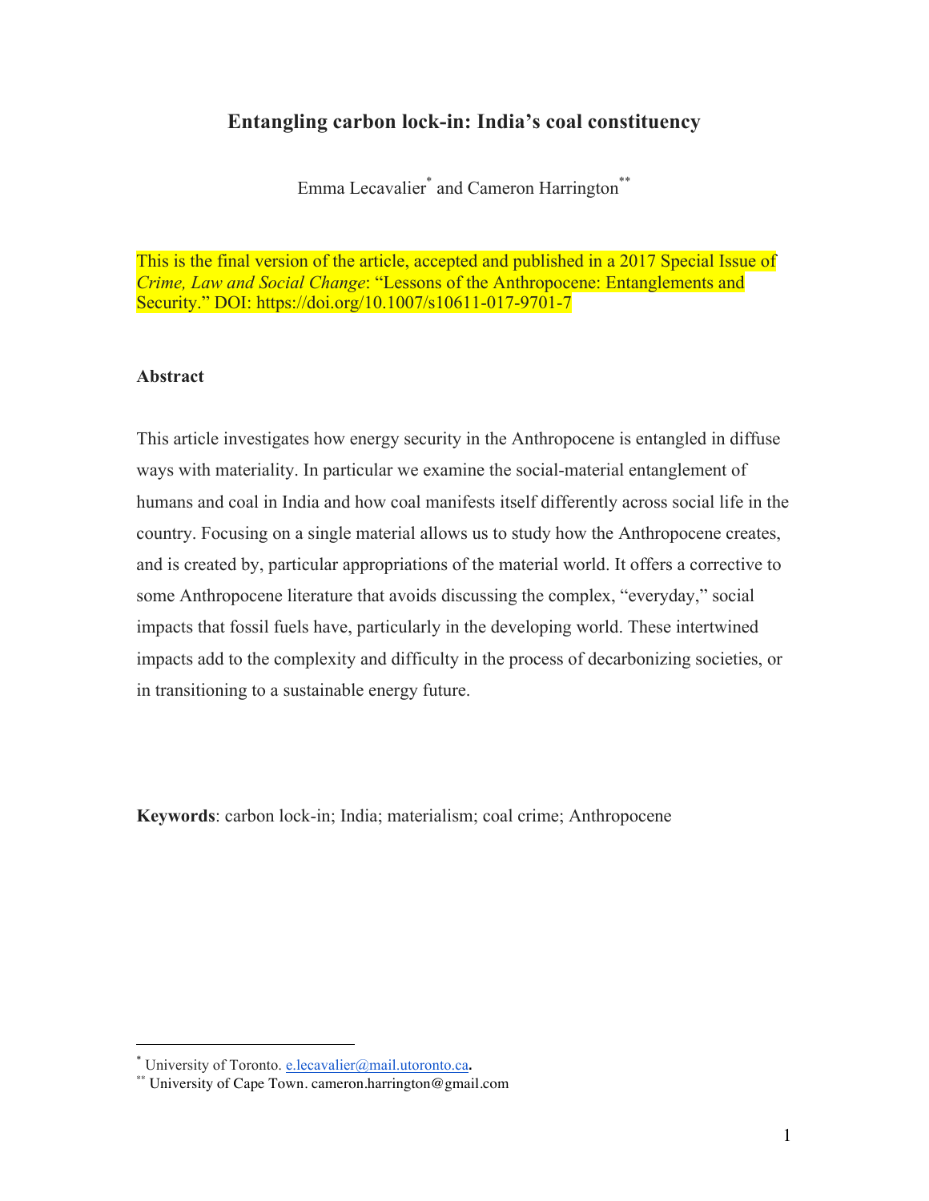# Entangling carbon lock-in: India's coal constituency

Emma Lecavalier[*] and Cameron Harrington[**]

This is the final version of the article, accepted and published in a 2017 Special Issue of *Crime, Law and Social Change*: "Lessons of the Anthropocene: Entanglements and Security." DOI: https://doi.org/10.1007/s10611-017-9701-7

## Abstract

This article investigates how energy security in the Anthropocene is entangled in diffuse ways with materiality. In particular we examine the social-material entanglement of humans and coal in India and how coal manifests itself differently across social life in the country. Focusing on a single material allows us to study how the Anthropocene creates, and is created by, particular appropriations of the material world. It offers a corrective to some Anthropocene literature that avoids discussing the complex, "everyday," social impacts that fossil fuels have, particularly in the developing world. These intertwined impacts add to the complexity and difficulty in the process of decarbonizing societies, or in transitioning to a sustainable energy future.

**Keywords**: carbon lock-in; India; materialism; coal crime; Anthropocene

---

[*] University of Toronto. e.lecavalier@mail.utoronto.ca.

[**] University of Cape Town. cameron.harrington@gmail.com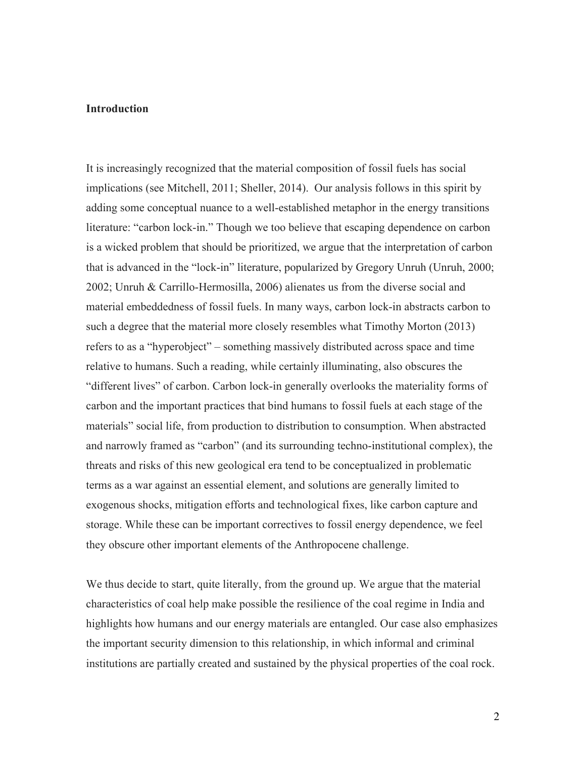## Introduction

It is increasingly recognized that the material composition of fossil fuels has social implications (see Mitchell, 2011; Sheller, 2014). Our analysis follows in this spirit by adding some conceptual nuance to a well-established metaphor in the energy transitions literature: "carbon lock-in." Though we too believe that escaping dependence on carbon is a wicked problem that should be prioritized, we argue that the interpretation of carbon that is advanced in the "lock-in" literature, popularized by Gregory Unruh (Unruh, 2000; 2002; Unruh & Carrillo-Hermosilla, 2006) alienates us from the diverse social and material embeddedness of fossil fuels. In many ways, carbon lock-in abstracts carbon to such a degree that the material more closely resembles what Timothy Morton (2013) refers to as a "hyperobject" – something massively distributed across space and time relative to humans. Such a reading, while certainly illuminating, also obscures the "different lives" of carbon. Carbon lock-in generally overlooks the materiality forms of carbon and the important practices that bind humans to fossil fuels at each stage of the materials" social life, from production to distribution to consumption. When abstracted and narrowly framed as "carbon" (and its surrounding techno-institutional complex), the threats and risks of this new geological era tend to be conceptualized in problematic terms as a war against an essential element, and solutions are generally limited to exogenous shocks, mitigation efforts and technological fixes, like carbon capture and storage. While these can be important correctives to fossil energy dependence, we feel they obscure other important elements of the Anthropocene challenge.

We thus decide to start, quite literally, from the ground up. We argue that the material characteristics of coal help make possible the resilience of the coal regime in India and highlights how humans and our energy materials are entangled. Our case also emphasizes the important security dimension to this relationship, in which informal and criminal institutions are partially created and sustained by the physical properties of the coal rock.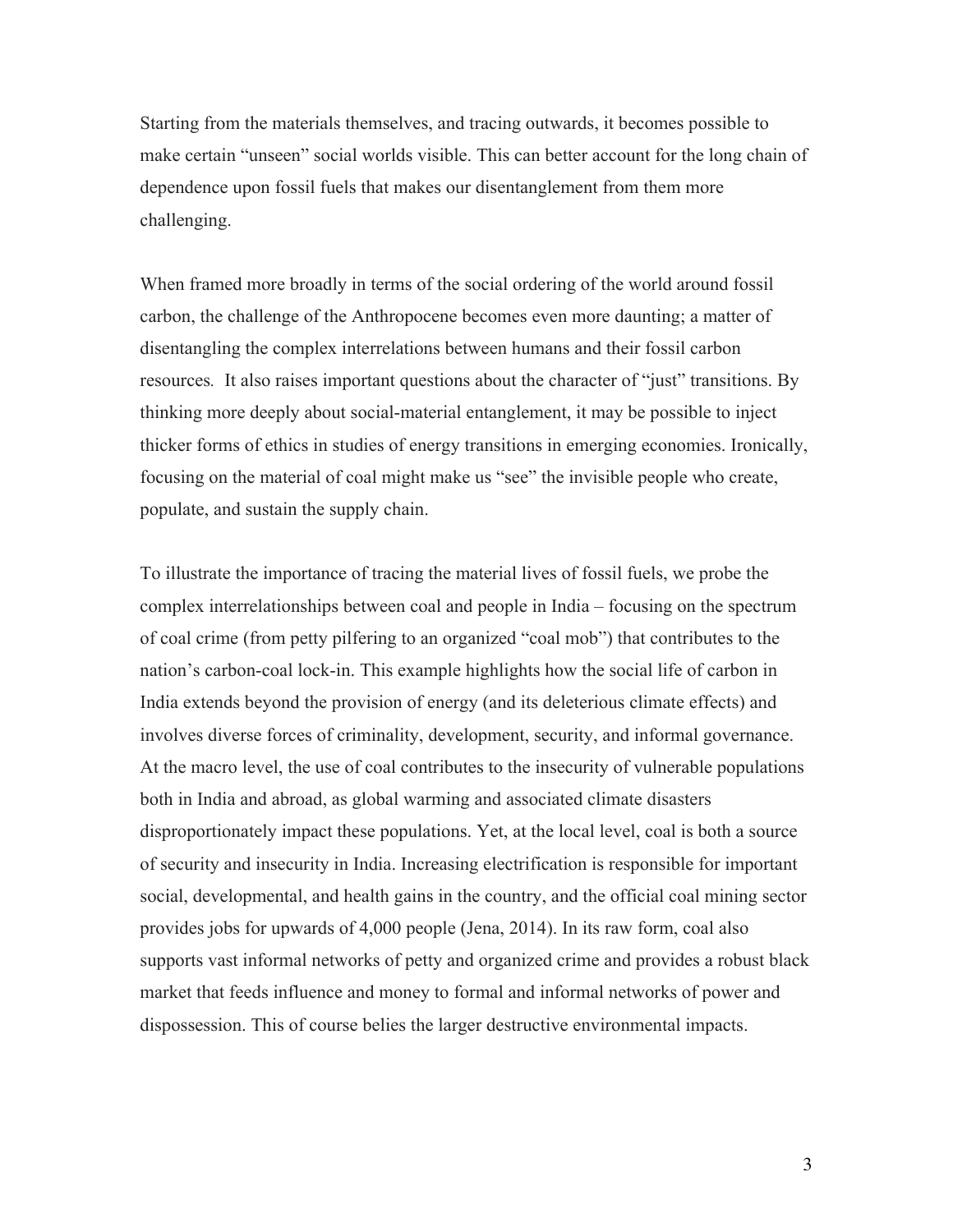Starting from the materials themselves, and tracing outwards, it becomes possible to make certain "unseen" social worlds visible. This can better account for the long chain of dependence upon fossil fuels that makes our disentanglement from them more challenging.

When framed more broadly in terms of the social ordering of the world around fossil carbon, the challenge of the Anthropocene becomes even more daunting; a matter of disentangling the complex interrelations between humans and their fossil carbon resources. It also raises important questions about the character of "just" transitions. By thinking more deeply about social-material entanglement, it may be possible to inject thicker forms of ethics in studies of energy transitions in emerging economies. Ironically, focusing on the material of coal might make us "see" the invisible people who create, populate, and sustain the supply chain.

To illustrate the importance of tracing the material lives of fossil fuels, we probe the complex interrelationships between coal and people in India – focusing on the spectrum of coal crime (from petty pilfering to an organized "coal mob") that contributes to the nation's carbon-coal lock-in. This example highlights how the social life of carbon in India extends beyond the provision of energy (and its deleterious climate effects) and involves diverse forces of criminality, development, security, and informal governance. At the macro level, the use of coal contributes to the insecurity of vulnerable populations both in India and abroad, as global warming and associated climate disasters disproportionately impact these populations. Yet, at the local level, coal is both a source of security and insecurity in India. Increasing electrification is responsible for important social, developmental, and health gains in the country, and the official coal mining sector provides jobs for upwards of 4,000 people (Jena, 2014). In its raw form, coal also supports vast informal networks of petty and organized crime and provides a robust black market that feeds influence and money to formal and informal networks of power and dispossession. This of course belies the larger destructive environmental impacts.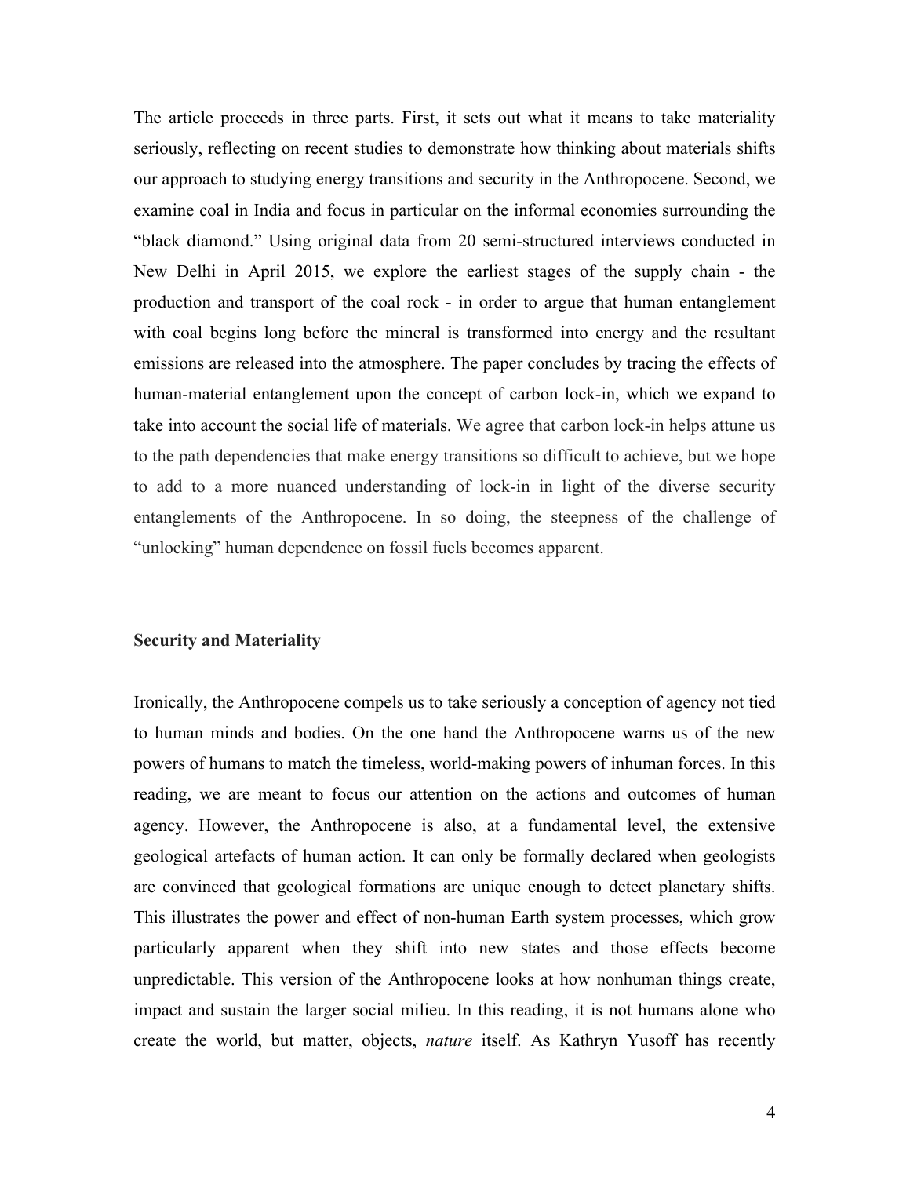The article proceeds in three parts. First, it sets out what it means to take materiality seriously, reflecting on recent studies to demonstrate how thinking about materials shifts our approach to studying energy transitions and security in the Anthropocene. Second, we examine coal in India and focus in particular on the informal economies surrounding the "black diamond." Using original data from 20 semi-structured interviews conducted in New Delhi in April 2015, we explore the earliest stages of the supply chain - the production and transport of the coal rock - in order to argue that human entanglement with coal begins long before the mineral is transformed into energy and the resultant emissions are released into the atmosphere. The paper concludes by tracing the effects of human-material entanglement upon the concept of carbon lock-in, which we expand to take into account the social life of materials. We agree that carbon lock-in helps attune us to the path dependencies that make energy transitions so difficult to achieve, but we hope to add to a more nuanced understanding of lock-in in light of the diverse security entanglements of the Anthropocene. In so doing, the steepness of the challenge of "unlocking" human dependence on fossil fuels becomes apparent.

## Security and Materiality

Ironically, the Anthropocene compels us to take seriously a conception of agency not tied to human minds and bodies. On the one hand the Anthropocene warns us of the new powers of humans to match the timeless, world-making powers of inhuman forces. In this reading, we are meant to focus our attention on the actions and outcomes of human agency. However, the Anthropocene is also, at a fundamental level, the extensive geological artefacts of human action. It can only be formally declared when geologists are convinced that geological formations are unique enough to detect planetary shifts. This illustrates the power and effect of non-human Earth system processes, which grow particularly apparent when they shift into new states and those effects become unpredictable. This version of the Anthropocene looks at how nonhuman things create, impact and sustain the larger social milieu. In this reading, it is not humans alone who create the world, but matter, objects, *nature* itself. As Kathryn Yusoff has recently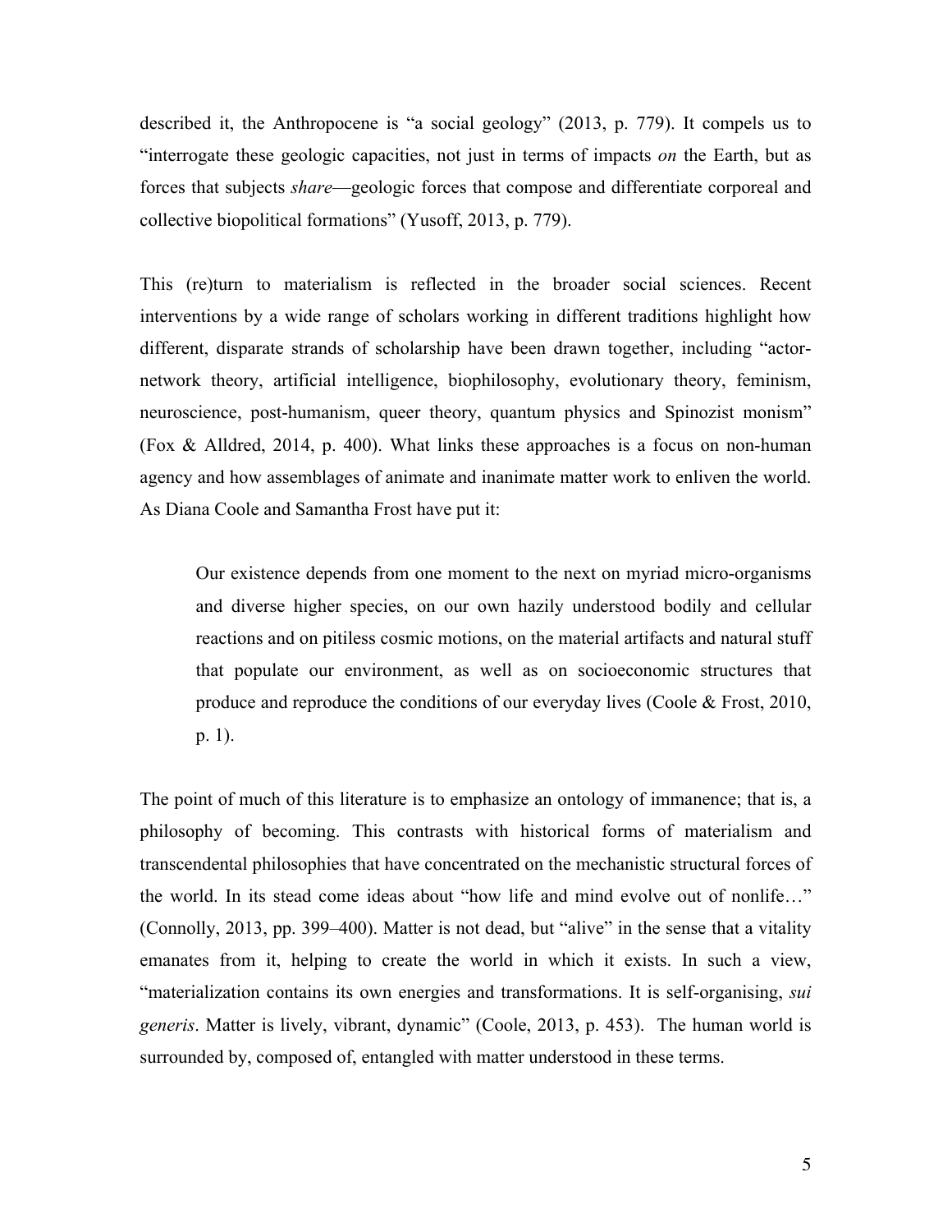described it, the Anthropocene is “a social geology” (2013, p. 779). It compels us to “interrogate these geologic capacities, not just in terms of impacts *on* the Earth, but as forces that subjects *share*—geologic forces that compose and differentiate corporeal and collective biopolitical formations” (Yusoff, 2013, p. 779).

This (re)turn to materialism is reflected in the broader social sciences. Recent interventions by a wide range of scholars working in different traditions highlight how different, disparate strands of scholarship have been drawn together, including “actor-network theory, artificial intelligence, biophilosophy, evolutionary theory, feminism, neuroscience, post-humanism, queer theory, quantum physics and Spinozist monism” (Fox & Alldred, 2014, p. 400). What links these approaches is a focus on non-human agency and how assemblages of animate and inanimate matter work to enliven the world. As Diana Coole and Samantha Frost have put it:

> Our existence depends from one moment to the next on myriad micro-organisms and diverse higher species, on our own hazily understood bodily and cellular reactions and on pitiless cosmic motions, on the material artifacts and natural stuff that populate our environment, as well as on socioeconomic structures that produce and reproduce the conditions of our everyday lives (Coole & Frost, 2010, p. 1).

The point of much of this literature is to emphasize an ontology of immanence; that is, a philosophy of becoming. This contrasts with historical forms of materialism and transcendental philosophies that have concentrated on the mechanistic structural forces of the world. In its stead come ideas about “how life and mind evolve out of nonlife…” (Connolly, 2013, pp. 399–400). Matter is not dead, but “alive” in the sense that a vitality emanates from it, helping to create the world in which it exists. In such a view, “materialization contains its own energies and transformations. It is self-organising, *sui generis*. Matter is lively, vibrant, dynamic” (Coole, 2013, p. 453). The human world is surrounded by, composed of, entangled with matter understood in these terms.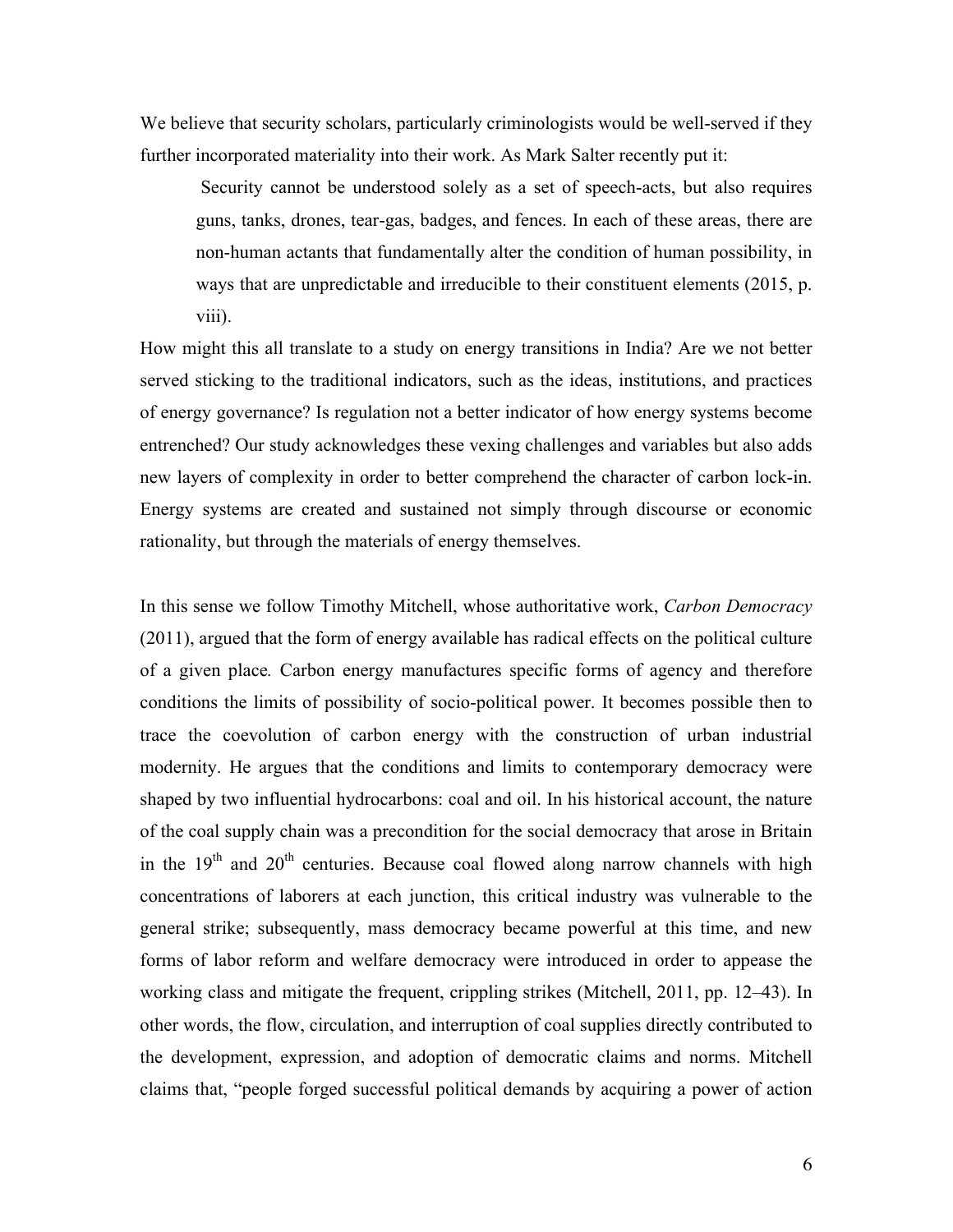We believe that security scholars, particularly criminologists would be well-served if they further incorporated materiality into their work. As Mark Salter recently put it:

> Security cannot be understood solely as a set of speech-acts, but also requires guns, tanks, drones, tear-gas, badges, and fences. In each of these areas, there are non-human actants that fundamentally alter the condition of human possibility, in ways that are unpredictable and irreducible to their constituent elements (2015, p. viii).

How might this all translate to a study on energy transitions in India? Are we not better served sticking to the traditional indicators, such as the ideas, institutions, and practices of energy governance? Is regulation not a better indicator of how energy systems become entrenched? Our study acknowledges these vexing challenges and variables but also adds new layers of complexity in order to better comprehend the character of carbon lock-in. Energy systems are created and sustained not simply through discourse or economic rationality, but through the materials of energy themselves.

In this sense we follow Timothy Mitchell, whose authoritative work, *Carbon Democracy* (2011), argued that the form of energy available has radical effects on the political culture of a given place. Carbon energy manufactures specific forms of agency and therefore conditions the limits of possibility of socio-political power. It becomes possible then to trace the coevolution of carbon energy with the construction of urban industrial modernity. He argues that the conditions and limits to contemporary democracy were shaped by two influential hydrocarbons: coal and oil. In his historical account, the nature of the coal supply chain was a precondition for the social democracy that arose in Britain in the 19th and 20th centuries. Because coal flowed along narrow channels with high concentrations of laborers at each junction, this critical industry was vulnerable to the general strike; subsequently, mass democracy became powerful at this time, and new forms of labor reform and welfare democracy were introduced in order to appease the working class and mitigate the frequent, crippling strikes (Mitchell, 2011, pp. 12–43). In other words, the flow, circulation, and interruption of coal supplies directly contributed to the development, expression, and adoption of democratic claims and norms. Mitchell claims that, "people forged successful political demands by acquiring a power of action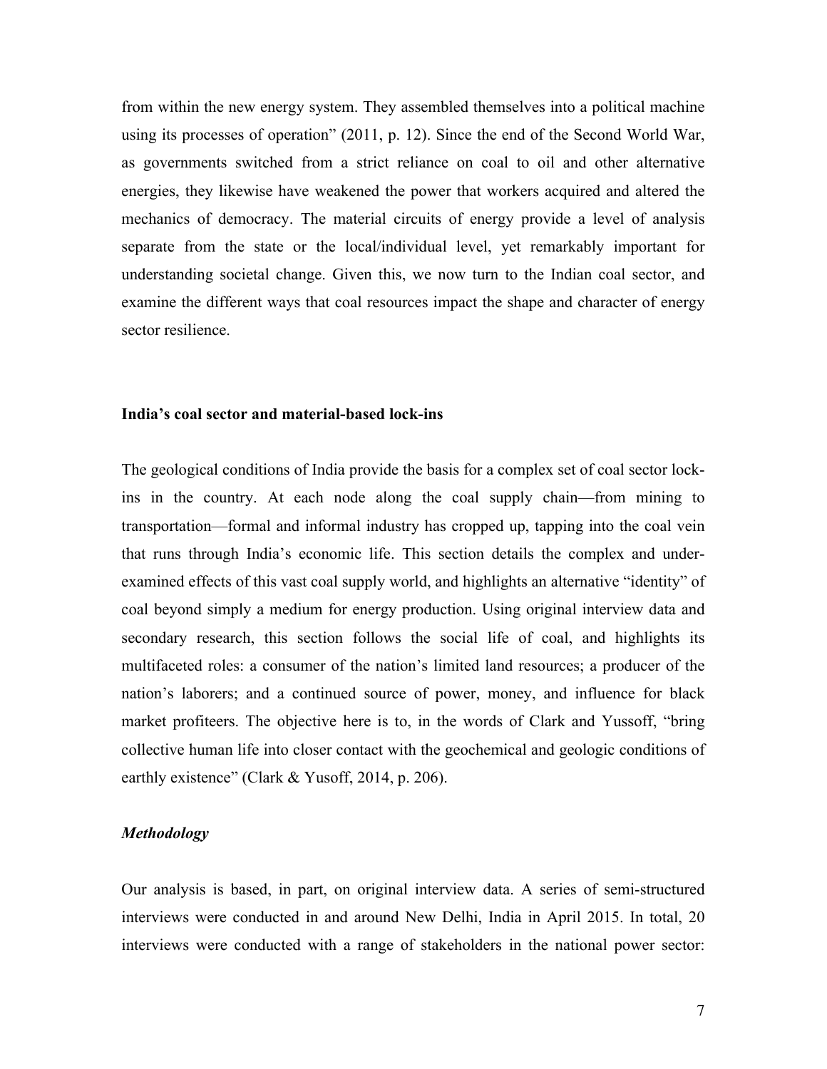from within the new energy system. They assembled themselves into a political machine using its processes of operation" (2011, p. 12). Since the end of the Second World War, as governments switched from a strict reliance on coal to oil and other alternative energies, they likewise have weakened the power that workers acquired and altered the mechanics of democracy. The material circuits of energy provide a level of analysis separate from the state or the local/individual level, yet remarkably important for understanding societal change. Given this, we now turn to the Indian coal sector, and examine the different ways that coal resources impact the shape and character of energy sector resilience.

## India's coal sector and material-based lock-ins

The geological conditions of India provide the basis for a complex set of coal sector lock-ins in the country. At each node along the coal supply chain—from mining to transportation—formal and informal industry has cropped up, tapping into the coal vein that runs through India's economic life. This section details the complex and under-examined effects of this vast coal supply world, and highlights an alternative "identity" of coal beyond simply a medium for energy production. Using original interview data and secondary research, this section follows the social life of coal, and highlights its multifaceted roles: a consumer of the nation's limited land resources; a producer of the nation's laborers; and a continued source of power, money, and influence for black market profiteers. The objective here is to, in the words of Clark and Yussoff, "bring collective human life into closer contact with the geochemical and geologic conditions of earthly existence" (Clark & Yusoff, 2014, p. 206).

### *Methodology*

Our analysis is based, in part, on original interview data. A series of semi-structured interviews were conducted in and around New Delhi, India in April 2015. In total, 20 interviews were conducted with a range of stakeholders in the national power sector: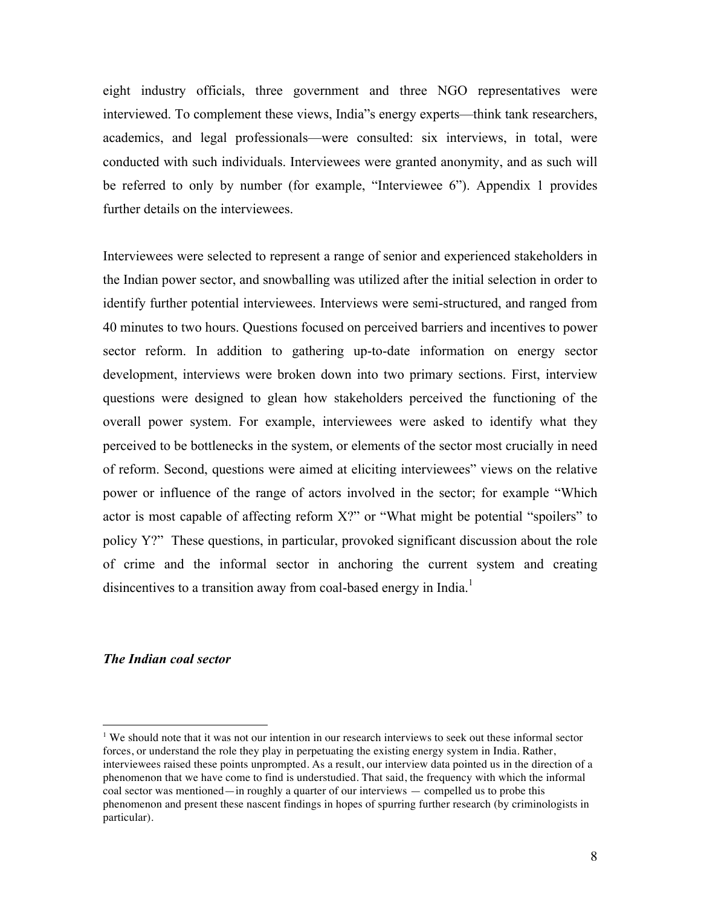eight industry officials, three government and three NGO representatives were interviewed. To complement these views, India"s energy experts—think tank researchers, academics, and legal professionals—were consulted: six interviews, in total, were conducted with such individuals. Interviewees were granted anonymity, and as such will be referred to only by number (for example, "Interviewee 6"). Appendix 1 provides further details on the interviewees.

Interviewees were selected to represent a range of senior and experienced stakeholders in the Indian power sector, and snowballing was utilized after the initial selection in order to identify further potential interviewees. Interviews were semi-structured, and ranged from 40 minutes to two hours. Questions focused on perceived barriers and incentives to power sector reform. In addition to gathering up-to-date information on energy sector development, interviews were broken down into two primary sections. First, interview questions were designed to glean how stakeholders perceived the functioning of the overall power system. For example, interviewees were asked to identify what they perceived to be bottlenecks in the system, or elements of the sector most crucially in need of reform. Second, questions were aimed at eliciting interviewees" views on the relative power or influence of the range of actors involved in the sector; for example "Which actor is most capable of affecting reform X?" or "What might be potential "spoilers" to policy Y?" These questions, in particular, provoked significant discussion about the role of crime and the informal sector in anchoring the current system and creating disincentives to a transition away from coal-based energy in India.[1]

***The Indian coal sector***

---

[1] We should note that it was not our intention in our research interviews to seek out these informal sector forces, or understand the role they play in perpetuating the existing energy system in India. Rather, interviewees raised these points unprompted. As a result, our interview data pointed us in the direction of a phenomenon that we have come to find is understudied. That said, the frequency with which the informal coal sector was mentioned—in roughly a quarter of our interviews — compelled us to probe this phenomenon and present these nascent findings in hopes of spurring further research (by criminologists in particular).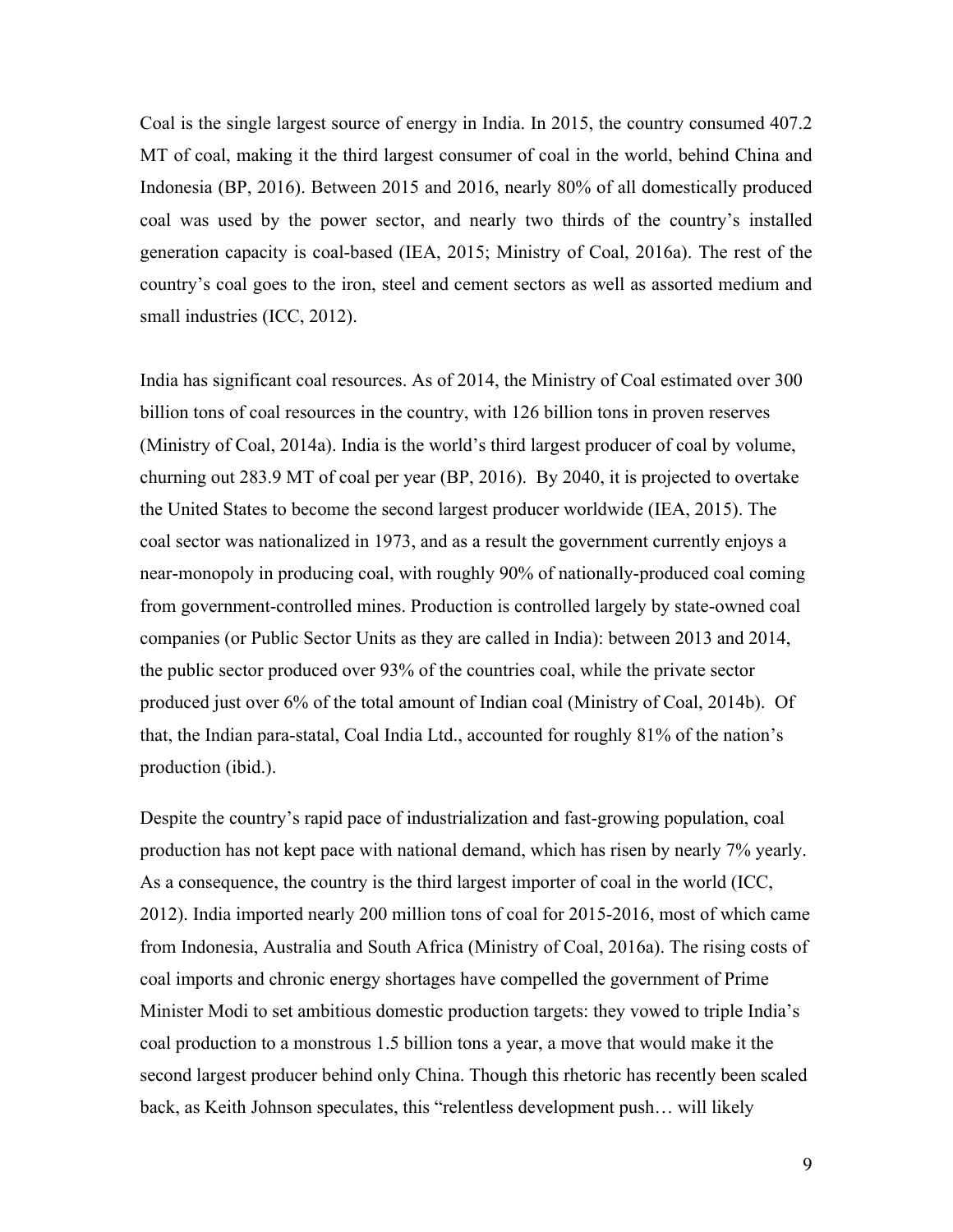Coal is the single largest source of energy in India. In 2015, the country consumed 407.2 MT of coal, making it the third largest consumer of coal in the world, behind China and Indonesia (BP, 2016). Between 2015 and 2016, nearly 80% of all domestically produced coal was used by the power sector, and nearly two thirds of the country's installed generation capacity is coal-based (IEA, 2015; Ministry of Coal, 2016a). The rest of the country's coal goes to the iron, steel and cement sectors as well as assorted medium and small industries (ICC, 2012).

India has significant coal resources. As of 2014, the Ministry of Coal estimated over 300 billion tons of coal resources in the country, with 126 billion tons in proven reserves (Ministry of Coal, 2014a). India is the world's third largest producer of coal by volume, churning out 283.9 MT of coal per year (BP, 2016). By 2040, it is projected to overtake the United States to become the second largest producer worldwide (IEA, 2015). The coal sector was nationalized in 1973, and as a result the government currently enjoys a near-monopoly in producing coal, with roughly 90% of nationally-produced coal coming from government-controlled mines. Production is controlled largely by state-owned coal companies (or Public Sector Units as they are called in India): between 2013 and 2014, the public sector produced over 93% of the countries coal, while the private sector produced just over 6% of the total amount of Indian coal (Ministry of Coal, 2014b). Of that, the Indian para-statal, Coal India Ltd., accounted for roughly 81% of the nation's production (ibid.).

Despite the country's rapid pace of industrialization and fast-growing population, coal production has not kept pace with national demand, which has risen by nearly 7% yearly. As a consequence, the country is the third largest importer of coal in the world (ICC, 2012). India imported nearly 200 million tons of coal for 2015-2016, most of which came from Indonesia, Australia and South Africa (Ministry of Coal, 2016a). The rising costs of coal imports and chronic energy shortages have compelled the government of Prime Minister Modi to set ambitious domestic production targets: they vowed to triple India's coal production to a monstrous 1.5 billion tons a year, a move that would make it the second largest producer behind only China. Though this rhetoric has recently been scaled back, as Keith Johnson speculates, this "relentless development push… will likely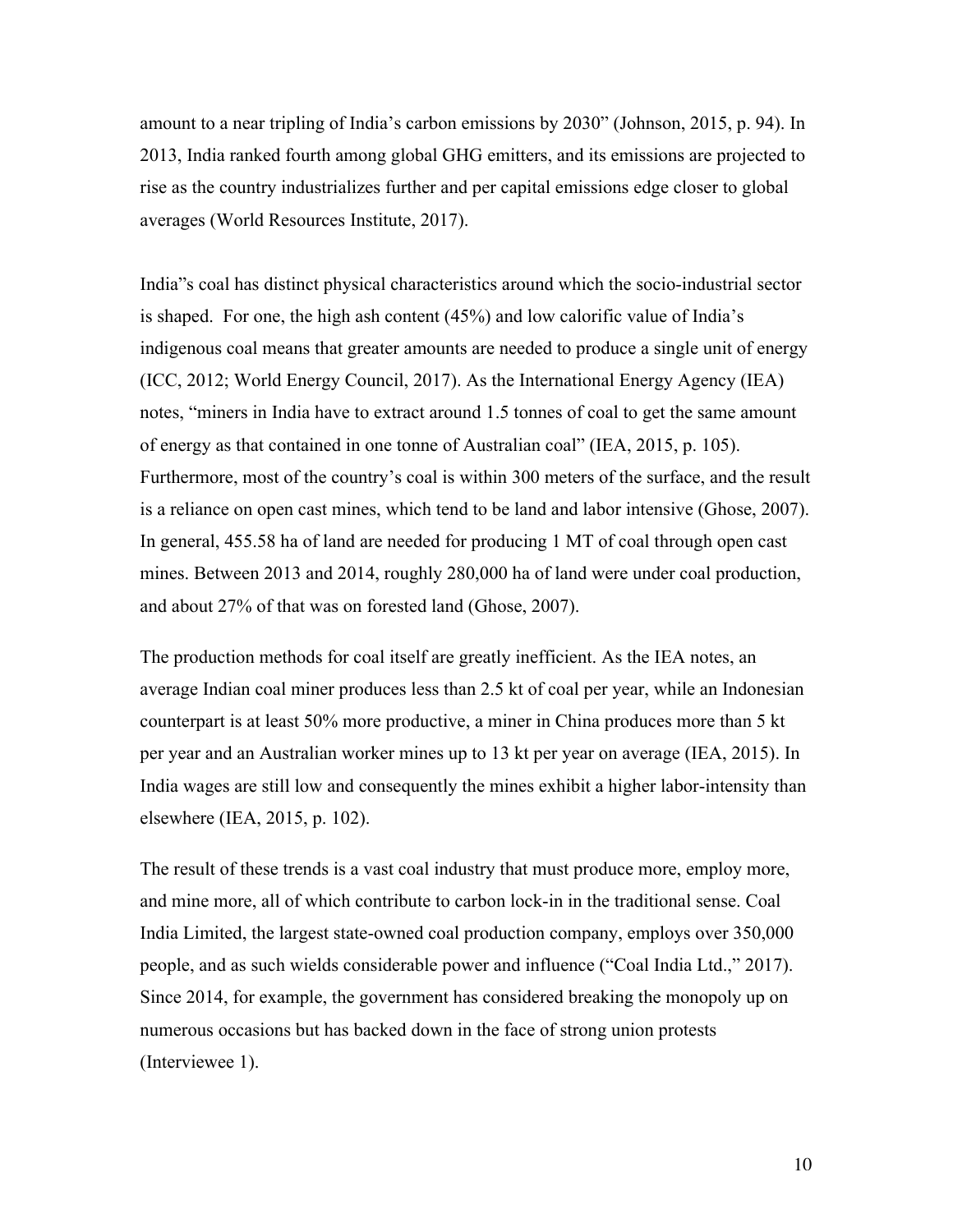amount to a near tripling of India's carbon emissions by 2030" (Johnson, 2015, p. 94). In 2013, India ranked fourth among global GHG emitters, and its emissions are projected to rise as the country industrializes further and per capital emissions edge closer to global averages (World Resources Institute, 2017).

India"s coal has distinct physical characteristics around which the socio-industrial sector is shaped. For one, the high ash content (45%) and low calorific value of India's indigenous coal means that greater amounts are needed to produce a single unit of energy (ICC, 2012; World Energy Council, 2017). As the International Energy Agency (IEA) notes, "miners in India have to extract around 1.5 tonnes of coal to get the same amount of energy as that contained in one tonne of Australian coal" (IEA, 2015, p. 105). Furthermore, most of the country's coal is within 300 meters of the surface, and the result is a reliance on open cast mines, which tend to be land and labor intensive (Ghose, 2007). In general, 455.58 ha of land are needed for producing 1 MT of coal through open cast mines. Between 2013 and 2014, roughly 280,000 ha of land were under coal production, and about 27% of that was on forested land (Ghose, 2007).

The production methods for coal itself are greatly inefficient. As the IEA notes, an average Indian coal miner produces less than 2.5 kt of coal per year, while an Indonesian counterpart is at least 50% more productive, a miner in China produces more than 5 kt per year and an Australian worker mines up to 13 kt per year on average (IEA, 2015). In India wages are still low and consequently the mines exhibit a higher labor-intensity than elsewhere (IEA, 2015, p. 102).

The result of these trends is a vast coal industry that must produce more, employ more, and mine more, all of which contribute to carbon lock-in in the traditional sense. Coal India Limited, the largest state-owned coal production company, employs over 350,000 people, and as such wields considerable power and influence ("Coal India Ltd.," 2017). Since 2014, for example, the government has considered breaking the monopoly up on numerous occasions but has backed down in the face of strong union protests (Interviewee 1).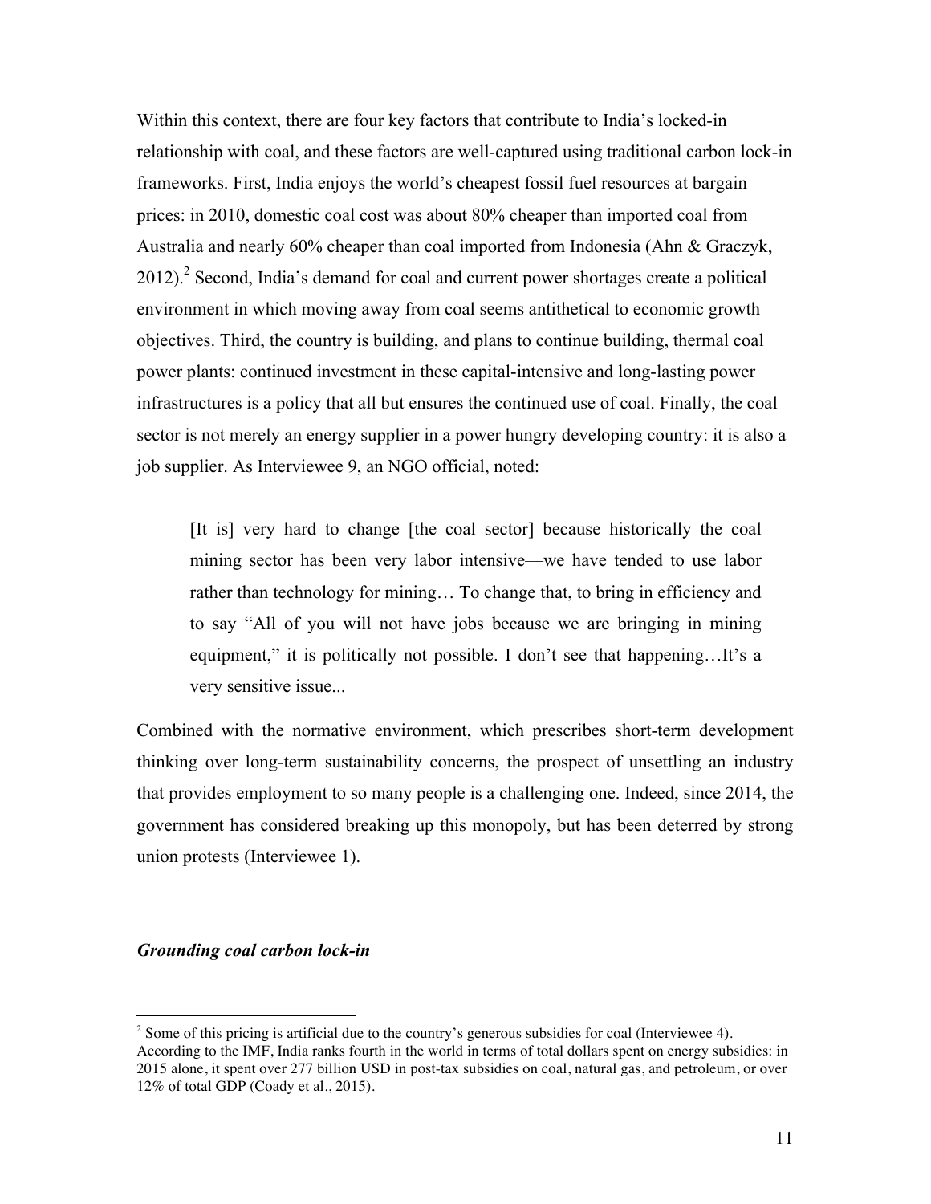Within this context, there are four key factors that contribute to India's locked-in relationship with coal, and these factors are well-captured using traditional carbon lock-in frameworks. First, India enjoys the world's cheapest fossil fuel resources at bargain prices: in 2010, domestic coal cost was about 80% cheaper than imported coal from Australia and nearly 60% cheaper than coal imported from Indonesia (Ahn & Graczyk, 2012).[2] Second, India's demand for coal and current power shortages create a political environment in which moving away from coal seems antithetical to economic growth objectives. Third, the country is building, and plans to continue building, thermal coal power plants: continued investment in these capital-intensive and long-lasting power infrastructures is a policy that all but ensures the continued use of coal. Finally, the coal sector is not merely an energy supplier in a power hungry developing country: it is also a job supplier. As Interviewee 9, an NGO official, noted:

> [It is] very hard to change [the coal sector] because historically the coal mining sector has been very labor intensive—we have tended to use labor rather than technology for mining… To change that, to bring in efficiency and to say "All of you will not have jobs because we are bringing in mining equipment," it is politically not possible. I don't see that happening…It's a very sensitive issue...

Combined with the normative environment, which prescribes short-term development thinking over long-term sustainability concerns, the prospect of unsettling an industry that provides employment to so many people is a challenging one. Indeed, since 2014, the government has considered breaking up this monopoly, but has been deterred by strong union protests (Interviewee 1).

### *Grounding coal carbon lock-in*

[2] Some of this pricing is artificial due to the country's generous subsidies for coal (Interviewee 4). According to the IMF, India ranks fourth in the world in terms of total dollars spent on energy subsidies: in 2015 alone, it spent over 277 billion USD in post-tax subsidies on coal, natural gas, and petroleum, or over 12% of total GDP (Coady et al., 2015).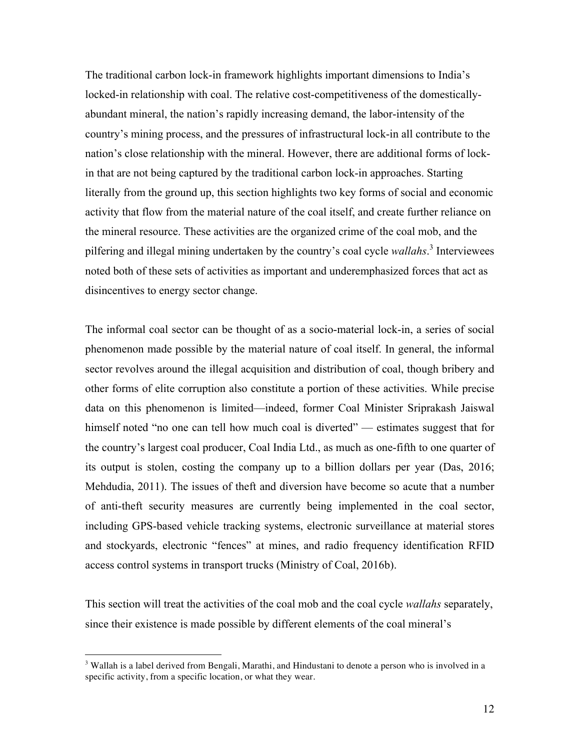The traditional carbon lock-in framework highlights important dimensions to India's locked-in relationship with coal. The relative cost-competitiveness of the domestically-abundant mineral, the nation's rapidly increasing demand, the labor-intensity of the country's mining process, and the pressures of infrastructural lock-in all contribute to the nation's close relationship with the mineral. However, there are additional forms of lock-in that are not being captured by the traditional carbon lock-in approaches. Starting literally from the ground up, this section highlights two key forms of social and economic activity that flow from the material nature of the coal itself, and create further reliance on the mineral resource. These activities are the organized crime of the coal mob, and the pilfering and illegal mining undertaken by the country's coal cycle *wallahs*.[3] Interviewees noted both of these sets of activities as important and underemphasized forces that act as disincentives to energy sector change.

The informal coal sector can be thought of as a socio-material lock-in, a series of social phenomenon made possible by the material nature of coal itself. In general, the informal sector revolves around the illegal acquisition and distribution of coal, though bribery and other forms of elite corruption also constitute a portion of these activities. While precise data on this phenomenon is limited—indeed, former Coal Minister Sriprakash Jaiswal himself noted "no one can tell how much coal is diverted" — estimates suggest that for the country's largest coal producer, Coal India Ltd., as much as one-fifth to one quarter of its output is stolen, costing the company up to a billion dollars per year (Das, 2016; Mehdudia, 2011). The issues of theft and diversion have become so acute that a number of anti-theft security measures are currently being implemented in the coal sector, including GPS-based vehicle tracking systems, electronic surveillance at material stores and stockyards, electronic "fences" at mines, and radio frequency identification RFID access control systems in transport trucks (Ministry of Coal, 2016b).

This section will treat the activities of the coal mob and the coal cycle *wallahs* separately, since their existence is made possible by different elements of the coal mineral's

[3] Wallah is a label derived from Bengali, Marathi, and Hindustani to denote a person who is involved in a specific activity, from a specific location, or what they wear.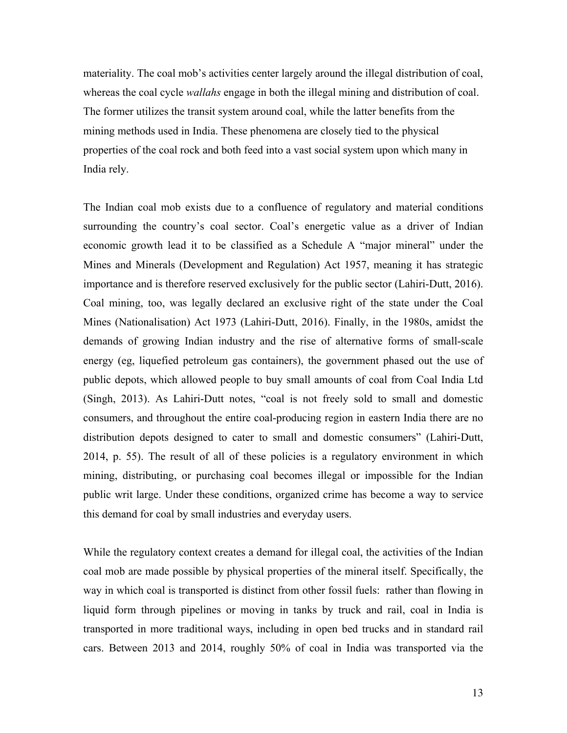materiality. The coal mob's activities center largely around the illegal distribution of coal, whereas the coal cycle *wallahs* engage in both the illegal mining and distribution of coal. The former utilizes the transit system around coal, while the latter benefits from the mining methods used in India. These phenomena are closely tied to the physical properties of the coal rock and both feed into a vast social system upon which many in India rely.

The Indian coal mob exists due to a confluence of regulatory and material conditions surrounding the country's coal sector. Coal's energetic value as a driver of Indian economic growth lead it to be classified as a Schedule A "major mineral" under the Mines and Minerals (Development and Regulation) Act 1957, meaning it has strategic importance and is therefore reserved exclusively for the public sector (Lahiri-Dutt, 2016). Coal mining, too, was legally declared an exclusive right of the state under the Coal Mines (Nationalisation) Act 1973 (Lahiri-Dutt, 2016). Finally, in the 1980s, amidst the demands of growing Indian industry and the rise of alternative forms of small-scale energy (eg, liquefied petroleum gas containers), the government phased out the use of public depots, which allowed people to buy small amounts of coal from Coal India Ltd (Singh, 2013). As Lahiri-Dutt notes, "coal is not freely sold to small and domestic consumers, and throughout the entire coal-producing region in eastern India there are no distribution depots designed to cater to small and domestic consumers" (Lahiri-Dutt, 2014, p. 55). The result of all of these policies is a regulatory environment in which mining, distributing, or purchasing coal becomes illegal or impossible for the Indian public writ large. Under these conditions, organized crime has become a way to service this demand for coal by small industries and everyday users.

While the regulatory context creates a demand for illegal coal, the activities of the Indian coal mob are made possible by physical properties of the mineral itself. Specifically, the way in which coal is transported is distinct from other fossil fuels: rather than flowing in liquid form through pipelines or moving in tanks by truck and rail, coal in India is transported in more traditional ways, including in open bed trucks and in standard rail cars. Between 2013 and 2014, roughly 50% of coal in India was transported via the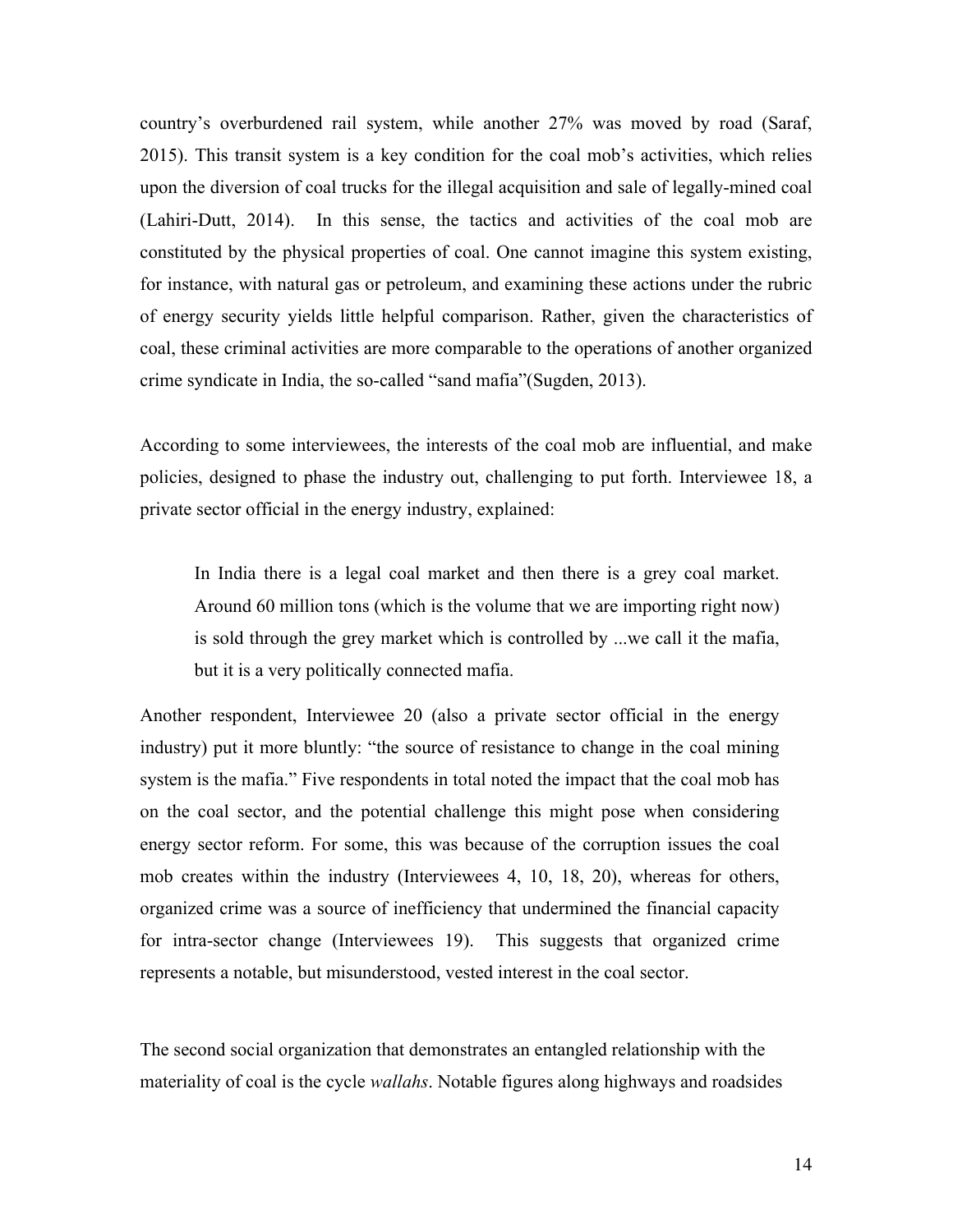country's overburdened rail system, while another 27% was moved by road (Saraf, 2015). This transit system is a key condition for the coal mob's activities, which relies upon the diversion of coal trucks for the illegal acquisition and sale of legally-mined coal (Lahiri-Dutt, 2014). In this sense, the tactics and activities of the coal mob are constituted by the physical properties of coal. One cannot imagine this system existing, for instance, with natural gas or petroleum, and examining these actions under the rubric of energy security yields little helpful comparison. Rather, given the characteristics of coal, these criminal activities are more comparable to the operations of another organized crime syndicate in India, the so-called "sand mafia"(Sugden, 2013).

According to some interviewees, the interests of the coal mob are influential, and make policies, designed to phase the industry out, challenging to put forth. Interviewee 18, a private sector official in the energy industry, explained:

> In India there is a legal coal market and then there is a grey coal market. Around 60 million tons (which is the volume that we are importing right now) is sold through the grey market which is controlled by ...we call it the mafia, but it is a very politically connected mafia.

Another respondent, Interviewee 20 (also a private sector official in the energy industry) put it more bluntly: "the source of resistance to change in the coal mining system is the mafia." Five respondents in total noted the impact that the coal mob has on the coal sector, and the potential challenge this might pose when considering energy sector reform. For some, this was because of the corruption issues the coal mob creates within the industry (Interviewees 4, 10, 18, 20), whereas for others, organized crime was a source of inefficiency that undermined the financial capacity for intra-sector change (Interviewees 19). This suggests that organized crime represents a notable, but misunderstood, vested interest in the coal sector.

The second social organization that demonstrates an entangled relationship with the materiality of coal is the cycle *wallahs*. Notable figures along highways and roadsides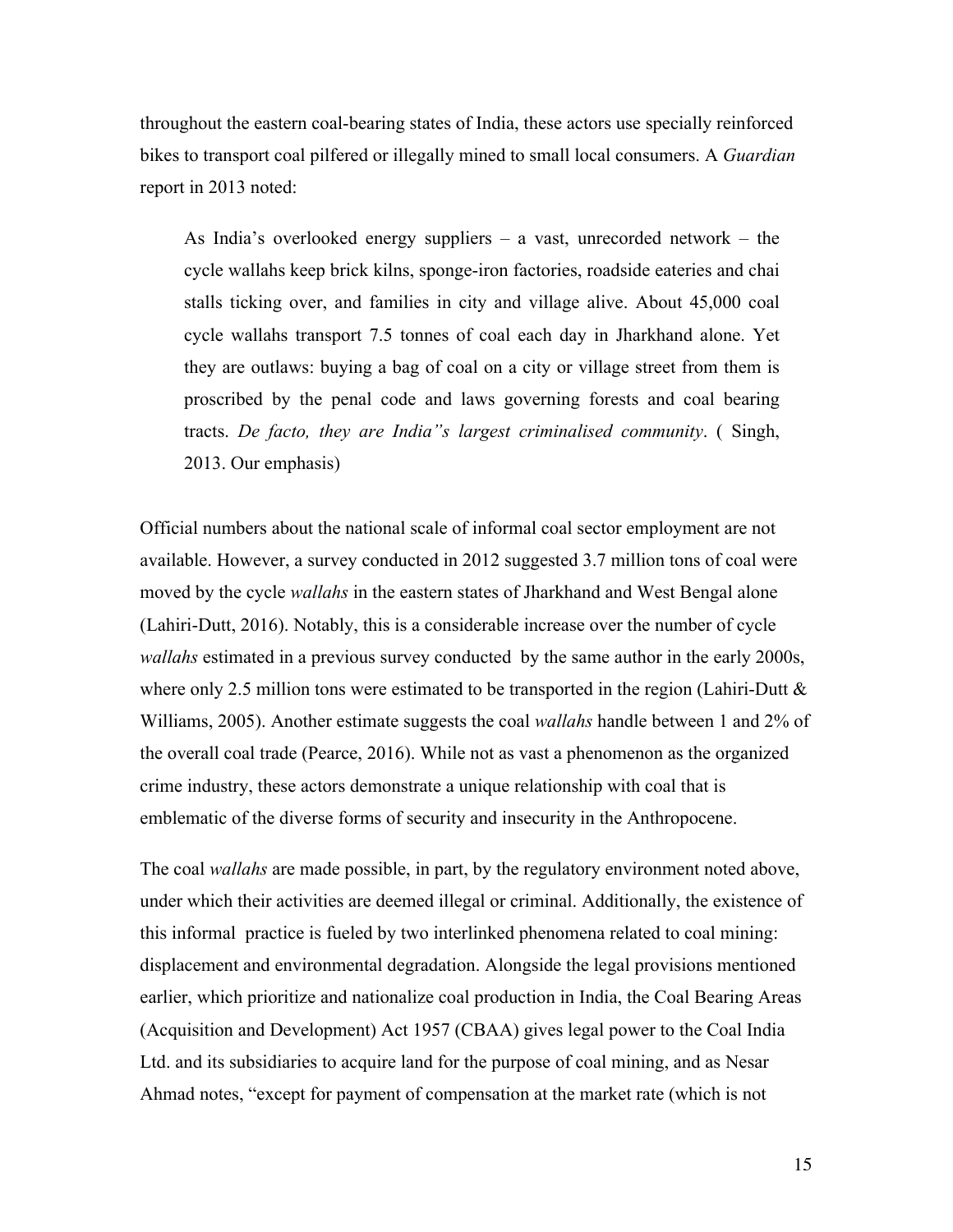throughout the eastern coal-bearing states of India, these actors use specially reinforced bikes to transport coal pilfered or illegally mined to small local consumers. A *Guardian* report in 2013 noted:

> As India's overlooked energy suppliers – a vast, unrecorded network – the cycle wallahs keep brick kilns, sponge-iron factories, roadside eateries and chai stalls ticking over, and families in city and village alive. About 45,000 coal cycle wallahs transport 7.5 tonnes of coal each day in Jharkhand alone. Yet they are outlaws: buying a bag of coal on a city or village street from them is proscribed by the penal code and laws governing forests and coal bearing tracts. *De facto, they are India"s largest criminalised community*. ( Singh, 2013. Our emphasis)

Official numbers about the national scale of informal coal sector employment are not available. However, a survey conducted in 2012 suggested 3.7 million tons of coal were moved by the cycle *wallahs* in the eastern states of Jharkhand and West Bengal alone (Lahiri-Dutt, 2016). Notably, this is a considerable increase over the number of cycle *wallahs* estimated in a previous survey conducted by the same author in the early 2000s, where only 2.5 million tons were estimated to be transported in the region (Lahiri-Dutt & Williams, 2005). Another estimate suggests the coal *wallahs* handle between 1 and 2% of the overall coal trade (Pearce, 2016). While not as vast a phenomenon as the organized crime industry, these actors demonstrate a unique relationship with coal that is emblematic of the diverse forms of security and insecurity in the Anthropocene.

The coal *wallahs* are made possible, in part, by the regulatory environment noted above, under which their activities are deemed illegal or criminal. Additionally, the existence of this informal practice is fueled by two interlinked phenomena related to coal mining: displacement and environmental degradation. Alongside the legal provisions mentioned earlier, which prioritize and nationalize coal production in India, the Coal Bearing Areas (Acquisition and Development) Act 1957 (CBAA) gives legal power to the Coal India Ltd. and its subsidiaries to acquire land for the purpose of coal mining, and as Nesar Ahmad notes, "except for payment of compensation at the market rate (which is not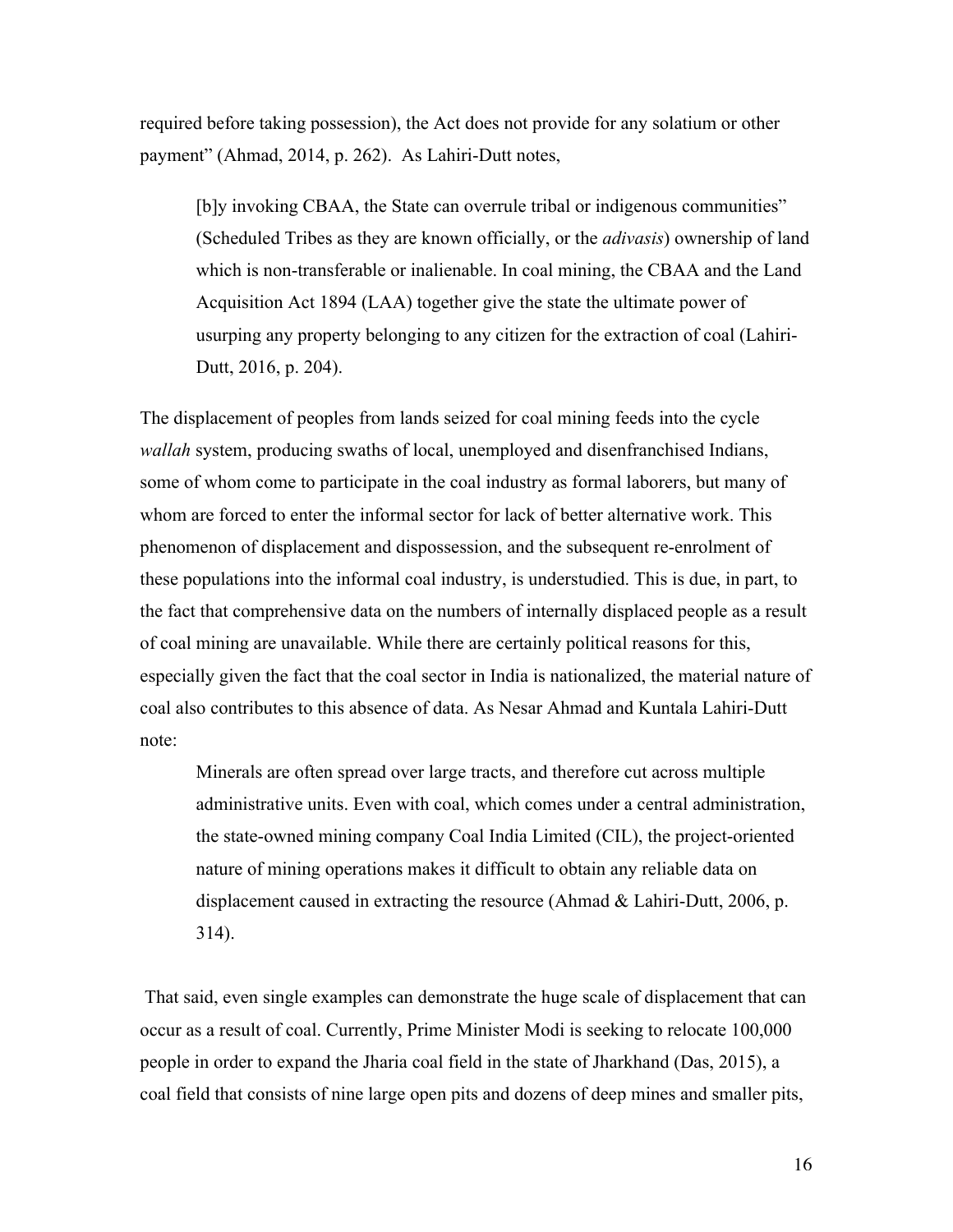required before taking possession), the Act does not provide for any solatium or other payment" (Ahmad, 2014, p. 262). As Lahiri-Dutt notes,

> [b]y invoking CBAA, the State can overrule tribal or indigenous communities" (Scheduled Tribes as they are known officially, or the *adivasis*) ownership of land which is non-transferable or inalienable. In coal mining, the CBAA and the Land Acquisition Act 1894 (LAA) together give the state the ultimate power of usurping any property belonging to any citizen for the extraction of coal (Lahiri-Dutt, 2016, p. 204).

The displacement of peoples from lands seized for coal mining feeds into the cycle *wallah* system, producing swaths of local, unemployed and disenfranchised Indians, some of whom come to participate in the coal industry as formal laborers, but many of whom are forced to enter the informal sector for lack of better alternative work. This phenomenon of displacement and dispossession, and the subsequent re-enrolment of these populations into the informal coal industry, is understudied. This is due, in part, to the fact that comprehensive data on the numbers of internally displaced people as a result of coal mining are unavailable. While there are certainly political reasons for this, especially given the fact that the coal sector in India is nationalized, the material nature of coal also contributes to this absence of data. As Nesar Ahmad and Kuntala Lahiri-Dutt note:

> Minerals are often spread over large tracts, and therefore cut across multiple administrative units. Even with coal, which comes under a central administration, the state-owned mining company Coal India Limited (CIL), the project-oriented nature of mining operations makes it difficult to obtain any reliable data on displacement caused in extracting the resource (Ahmad & Lahiri-Dutt, 2006, p. 314).

That said, even single examples can demonstrate the huge scale of displacement that can occur as a result of coal. Currently, Prime Minister Modi is seeking to relocate 100,000 people in order to expand the Jharia coal field in the state of Jharkhand (Das, 2015), a coal field that consists of nine large open pits and dozens of deep mines and smaller pits,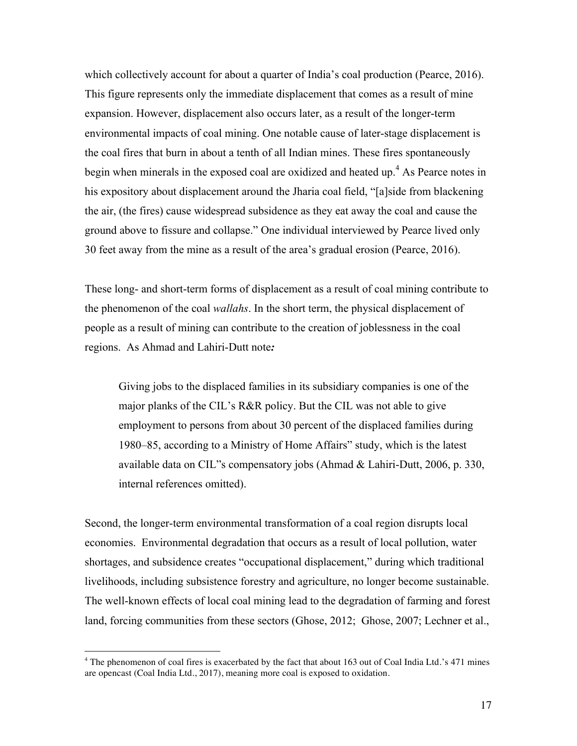which collectively account for about a quarter of India's coal production (Pearce, 2016). This figure represents only the immediate displacement that comes as a result of mine expansion. However, displacement also occurs later, as a result of the longer-term environmental impacts of coal mining. One notable cause of later-stage displacement is the coal fires that burn in about a tenth of all Indian mines. These fires spontaneously begin when minerals in the exposed coal are oxidized and heated up.[4] As Pearce notes in his expository about displacement around the Jharia coal field, "[a]side from blackening the air, (the fires) cause widespread subsidence as they eat away the coal and cause the ground above to fissure and collapse." One individual interviewed by Pearce lived only 30 feet away from the mine as a result of the area's gradual erosion (Pearce, 2016).

These long- and short-term forms of displacement as a result of coal mining contribute to the phenomenon of the coal *wallahs*. In the short term, the physical displacement of people as a result of mining can contribute to the creation of joblessness in the coal regions. As Ahmad and Lahiri-Dutt note***:***

> Giving jobs to the displaced families in its subsidiary companies is one of the major planks of the CIL's R&R policy. But the CIL was not able to give employment to persons from about 30 percent of the displaced families during 1980–85, according to a Ministry of Home Affairs" study, which is the latest available data on CIL"s compensatory jobs (Ahmad & Lahiri-Dutt, 2006, p. 330, internal references omitted).

Second, the longer-term environmental transformation of a coal region disrupts local economies. Environmental degradation that occurs as a result of local pollution, water shortages, and subsidence creates "occupational displacement," during which traditional livelihoods, including subsistence forestry and agriculture, no longer become sustainable. The well-known effects of local coal mining lead to the degradation of farming and forest land, forcing communities from these sectors (Ghose, 2012; Ghose, 2007; Lechner et al.,

---

[4] The phenomenon of coal fires is exacerbated by the fact that about 163 out of Coal India Ltd.'s 471 mines are opencast (Coal India Ltd., 2017), meaning more coal is exposed to oxidation.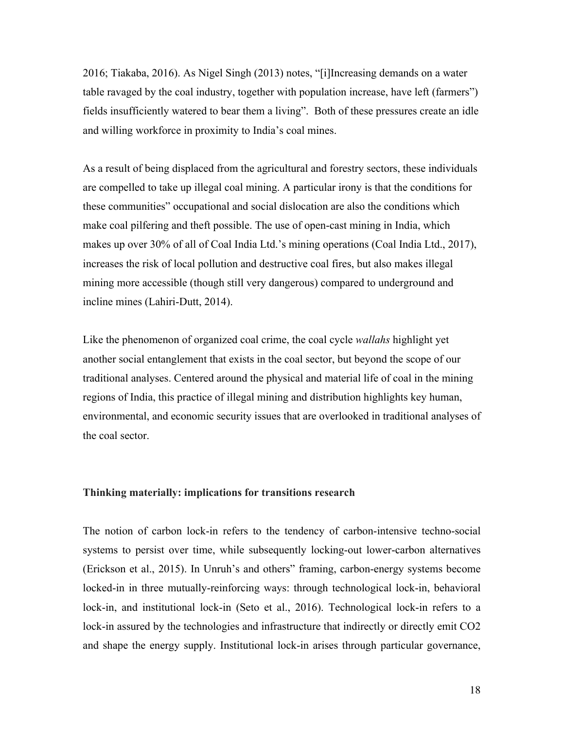2016; Tiakaba, 2016). As Nigel Singh (2013) notes, "[i]Increasing demands on a water table ravaged by the coal industry, together with population increase, have left (farmers") fields insufficiently watered to bear them a living". Both of these pressures create an idle and willing workforce in proximity to India's coal mines.

As a result of being displaced from the agricultural and forestry sectors, these individuals are compelled to take up illegal coal mining. A particular irony is that the conditions for these communities" occupational and social dislocation are also the conditions which make coal pilfering and theft possible. The use of open-cast mining in India, which makes up over 30% of all of Coal India Ltd.'s mining operations (Coal India Ltd., 2017), increases the risk of local pollution and destructive coal fires, but also makes illegal mining more accessible (though still very dangerous) compared to underground and incline mines (Lahiri-Dutt, 2014).

Like the phenomenon of organized coal crime, the coal cycle *wallahs* highlight yet another social entanglement that exists in the coal sector, but beyond the scope of our traditional analyses. Centered around the physical and material life of coal in the mining regions of India, this practice of illegal mining and distribution highlights key human, environmental, and economic security issues that are overlooked in traditional analyses of the coal sector.

## Thinking materially: implications for transitions research

The notion of carbon lock-in refers to the tendency of carbon-intensive techno-social systems to persist over time, while subsequently locking-out lower-carbon alternatives (Erickson et al., 2015). In Unruh's and others" framing, carbon-energy systems become locked-in in three mutually-reinforcing ways: through technological lock-in, behavioral lock-in, and institutional lock-in (Seto et al., 2016). Technological lock-in refers to a lock-in assured by the technologies and infrastructure that indirectly or directly emit $CO_2$ and shape the energy supply. Institutional lock-in arises through particular governance,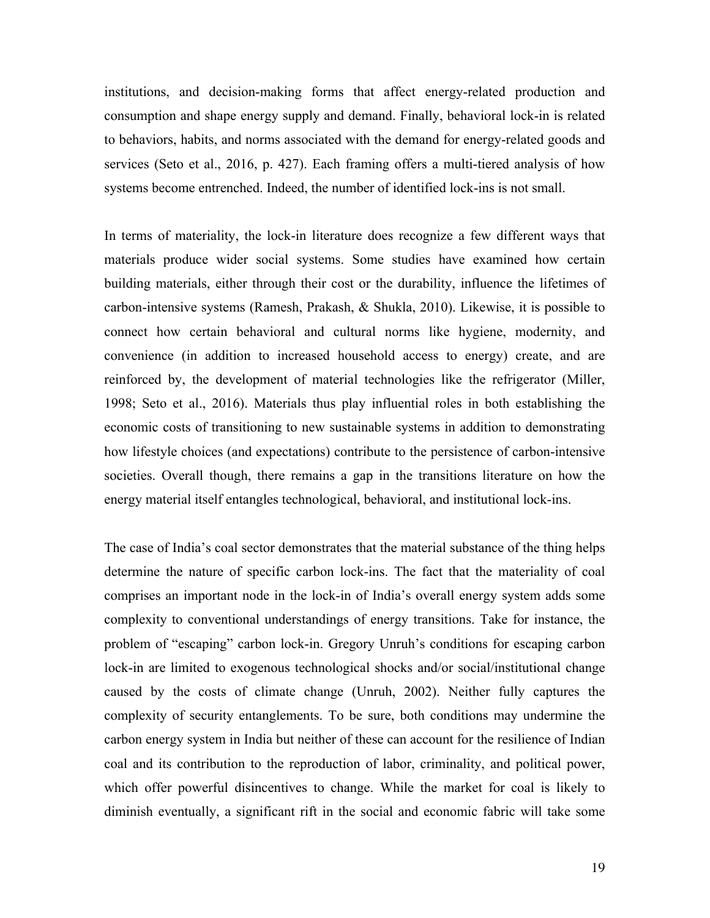institutions, and decision-making forms that affect energy-related production and consumption and shape energy supply and demand. Finally, behavioral lock-in is related to behaviors, habits, and norms associated with the demand for energy-related goods and services (Seto et al., 2016, p. 427). Each framing offers a multi-tiered analysis of how systems become entrenched. Indeed, the number of identified lock-ins is not small.

In terms of materiality, the lock-in literature does recognize a few different ways that materials produce wider social systems. Some studies have examined how certain building materials, either through their cost or the durability, influence the lifetimes of carbon-intensive systems (Ramesh, Prakash, & Shukla, 2010). Likewise, it is possible to connect how certain behavioral and cultural norms like hygiene, modernity, and convenience (in addition to increased household access to energy) create, and are reinforced by, the development of material technologies like the refrigerator (Miller, 1998; Seto et al., 2016). Materials thus play influential roles in both establishing the economic costs of transitioning to new sustainable systems in addition to demonstrating how lifestyle choices (and expectations) contribute to the persistence of carbon-intensive societies. Overall though, there remains a gap in the transitions literature on how the energy material itself entangles technological, behavioral, and institutional lock-ins.

The case of India's coal sector demonstrates that the material substance of the thing helps determine the nature of specific carbon lock-ins. The fact that the materiality of coal comprises an important node in the lock-in of India's overall energy system adds some complexity to conventional understandings of energy transitions. Take for instance, the problem of "escaping" carbon lock-in. Gregory Unruh's conditions for escaping carbon lock-in are limited to exogenous technological shocks and/or social/institutional change caused by the costs of climate change (Unruh, 2002). Neither fully captures the complexity of security entanglements. To be sure, both conditions may undermine the carbon energy system in India but neither of these can account for the resilience of Indian coal and its contribution to the reproduction of labor, criminality, and political power, which offer powerful disincentives to change. While the market for coal is likely to diminish eventually, a significant rift in the social and economic fabric will take some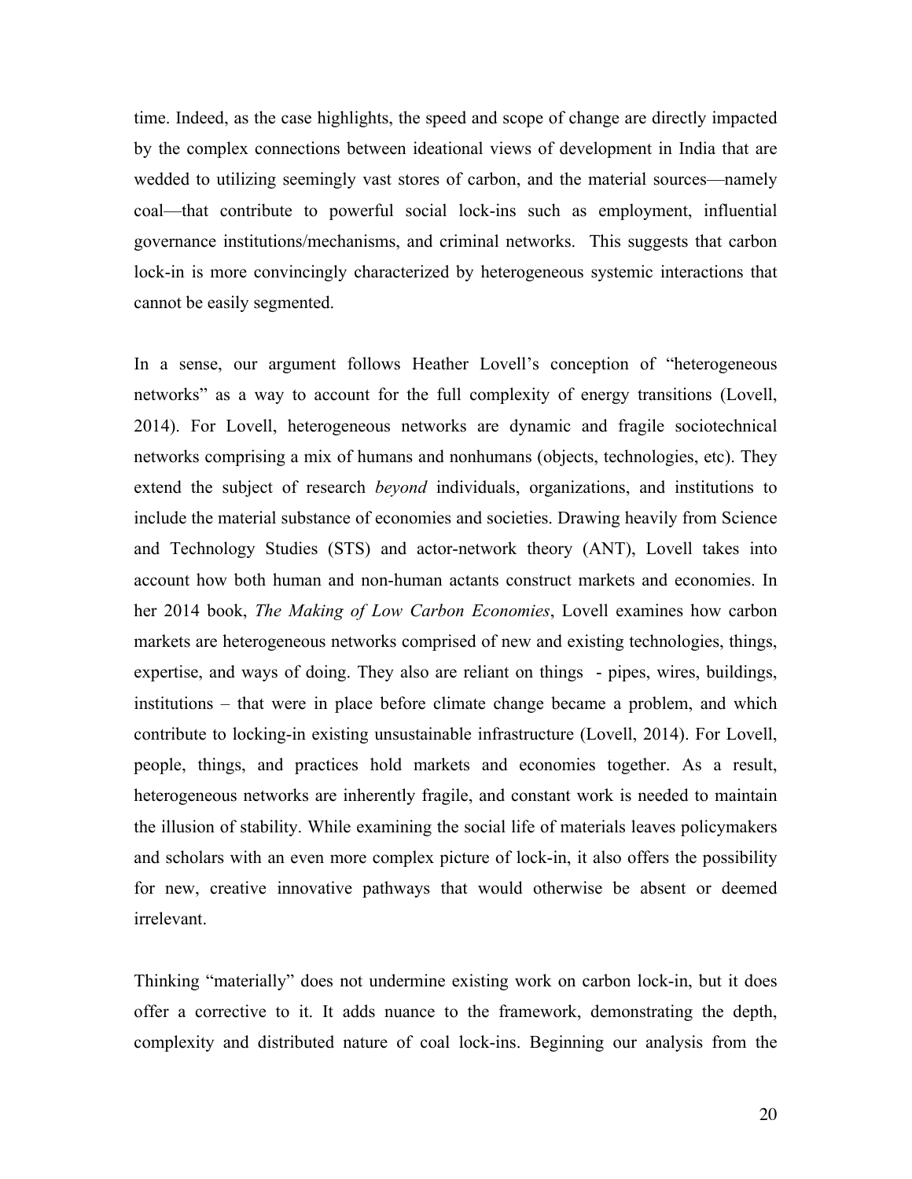time. Indeed, as the case highlights, the speed and scope of change are directly impacted by the complex connections between ideational views of development in India that are wedded to utilizing seemingly vast stores of carbon, and the material sources—namely coal—that contribute to powerful social lock-ins such as employment, influential governance institutions/mechanisms, and criminal networks. This suggests that carbon lock-in is more convincingly characterized by heterogeneous systemic interactions that cannot be easily segmented.

In a sense, our argument follows Heather Lovell's conception of "heterogeneous networks" as a way to account for the full complexity of energy transitions (Lovell, 2014). For Lovell, heterogeneous networks are dynamic and fragile sociotechnical networks comprising a mix of humans and nonhumans (objects, technologies, etc). They extend the subject of research *beyond* individuals, organizations, and institutions to include the material substance of economies and societies. Drawing heavily from Science and Technology Studies (STS) and actor-network theory (ANT), Lovell takes into account how both human and non-human actants construct markets and economies. In her 2014 book, *The Making of Low Carbon Economies*, Lovell examines how carbon markets are heterogeneous networks comprised of new and existing technologies, things, expertise, and ways of doing. They also are reliant on things - pipes, wires, buildings, institutions – that were in place before climate change became a problem, and which contribute to locking-in existing unsustainable infrastructure (Lovell, 2014). For Lovell, people, things, and practices hold markets and economies together. As a result, heterogeneous networks are inherently fragile, and constant work is needed to maintain the illusion of stability. While examining the social life of materials leaves policymakers and scholars with an even more complex picture of lock-in, it also offers the possibility for new, creative innovative pathways that would otherwise be absent or deemed irrelevant.

Thinking "materially" does not undermine existing work on carbon lock-in, but it does offer a corrective to it. It adds nuance to the framework, demonstrating the depth, complexity and distributed nature of coal lock-ins. Beginning our analysis from the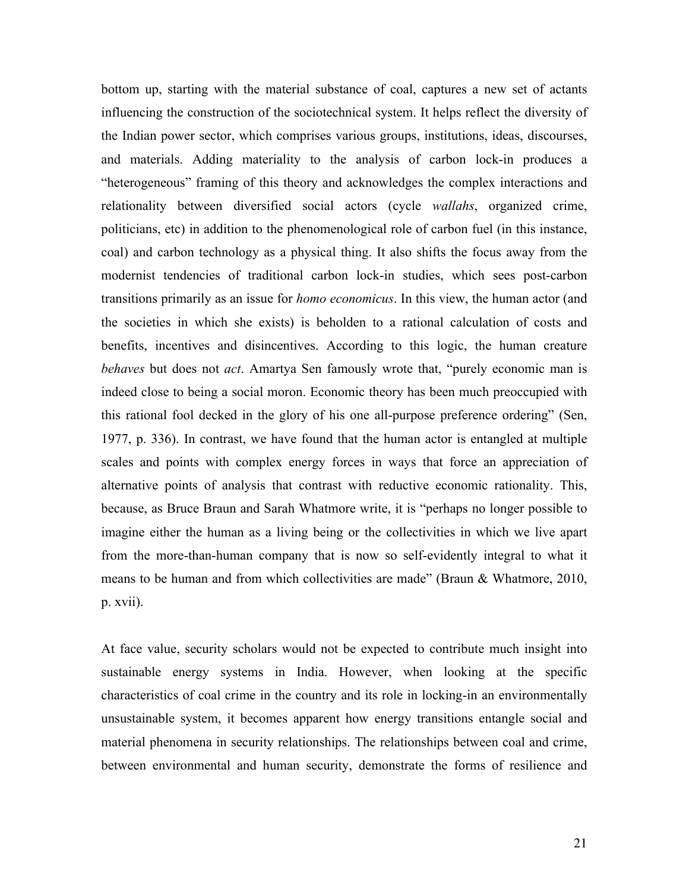bottom up, starting with the material substance of coal, captures a new set of actants influencing the construction of the sociotechnical system. It helps reflect the diversity of the Indian power sector, which comprises various groups, institutions, ideas, discourses, and materials. Adding materiality to the analysis of carbon lock-in produces a "heterogeneous" framing of this theory and acknowledges the complex interactions and relationality between diversified social actors (cycle *wallahs*, organized crime, politicians, etc) in addition to the phenomenological role of carbon fuel (in this instance, coal) and carbon technology as a physical thing. It also shifts the focus away from the modernist tendencies of traditional carbon lock-in studies, which sees post-carbon transitions primarily as an issue for *homo economicus*. In this view, the human actor (and the societies in which she exists) is beholden to a rational calculation of costs and benefits, incentives and disincentives. According to this logic, the human creature *behaves* but does not *act*. Amartya Sen famously wrote that, "purely economic man is indeed close to being a social moron. Economic theory has been much preoccupied with this rational fool decked in the glory of his one all-purpose preference ordering" (Sen, 1977, p. 336). In contrast, we have found that the human actor is entangled at multiple scales and points with complex energy forces in ways that force an appreciation of alternative points of analysis that contrast with reductive economic rationality. This, because, as Bruce Braun and Sarah Whatmore write, it is "perhaps no longer possible to imagine either the human as a living being or the collectivities in which we live apart from the more-than-human company that is now so self-evidently integral to what it means to be human and from which collectivities are made" (Braun & Whatmore, 2010, p. xvii).

At face value, security scholars would not be expected to contribute much insight into sustainable energy systems in India. However, when looking at the specific characteristics of coal crime in the country and its role in locking-in an environmentally unsustainable system, it becomes apparent how energy transitions entangle social and material phenomena in security relationships. The relationships between coal and crime, between environmental and human security, demonstrate the forms of resilience and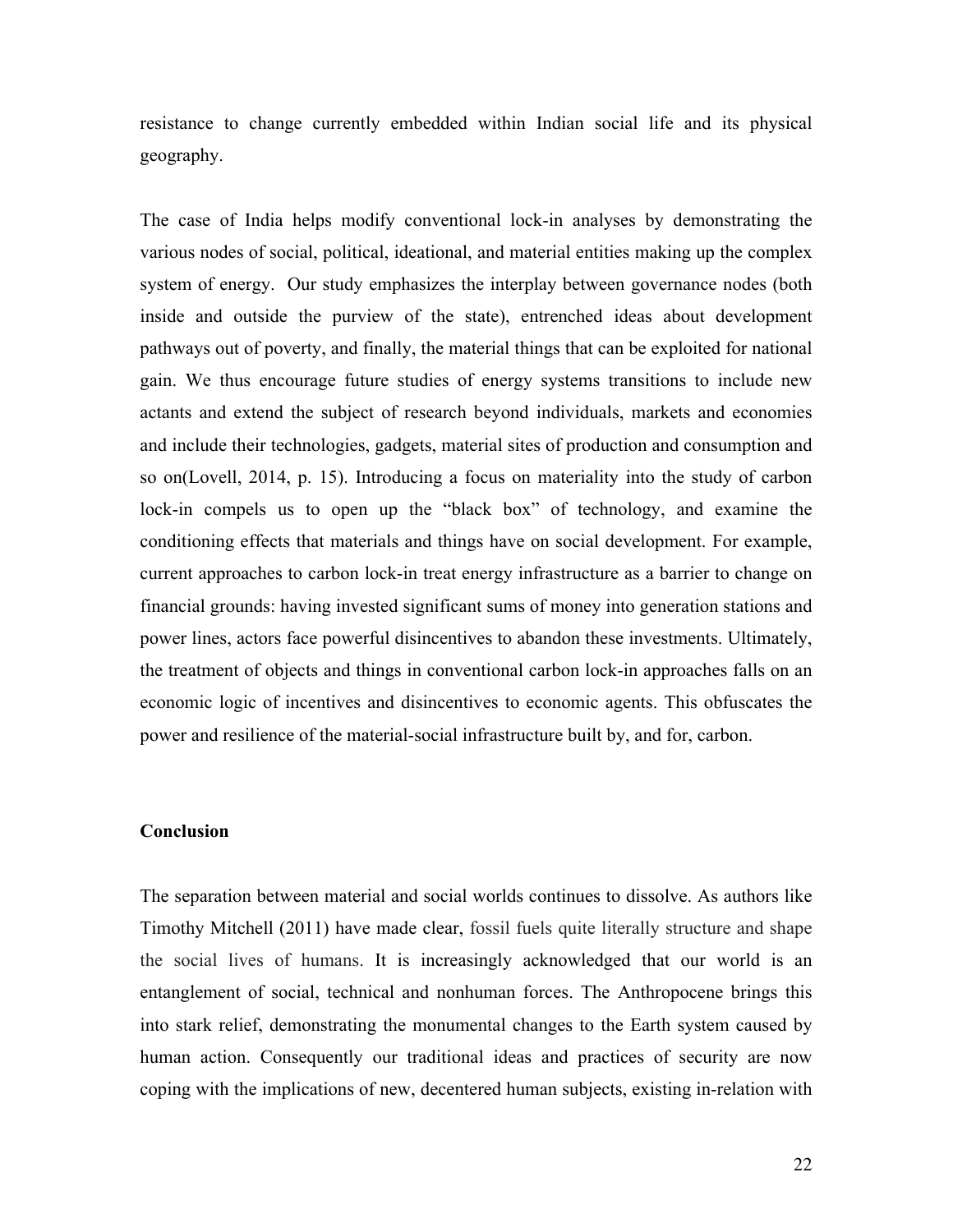resistance to change currently embedded within Indian social life and its physical geography.

The case of India helps modify conventional lock-in analyses by demonstrating the various nodes of social, political, ideational, and material entities making up the complex system of energy. Our study emphasizes the interplay between governance nodes (both inside and outside the purview of the state), entrenched ideas about development pathways out of poverty, and finally, the material things that can be exploited for national gain. We thus encourage future studies of energy systems transitions to include new actants and extend the subject of research beyond individuals, markets and economies and include their technologies, gadgets, material sites of production and consumption and so on(Lovell, 2014, p. 15). Introducing a focus on materiality into the study of carbon lock-in compels us to open up the "black box" of technology, and examine the conditioning effects that materials and things have on social development. For example, current approaches to carbon lock-in treat energy infrastructure as a barrier to change on financial grounds: having invested significant sums of money into generation stations and power lines, actors face powerful disincentives to abandon these investments. Ultimately, the treatment of objects and things in conventional carbon lock-in approaches falls on an economic logic of incentives and disincentives to economic agents. This obfuscates the power and resilience of the material-social infrastructure built by, and for, carbon.

## Conclusion

The separation between material and social worlds continues to dissolve. As authors like Timothy Mitchell (2011) have made clear, fossil fuels quite literally structure and shape the social lives of humans. It is increasingly acknowledged that our world is an entanglement of social, technical and nonhuman forces. The Anthropocene brings this into stark relief, demonstrating the monumental changes to the Earth system caused by human action. Consequently our traditional ideas and practices of security are now coping with the implications of new, decentered human subjects, existing in-relation with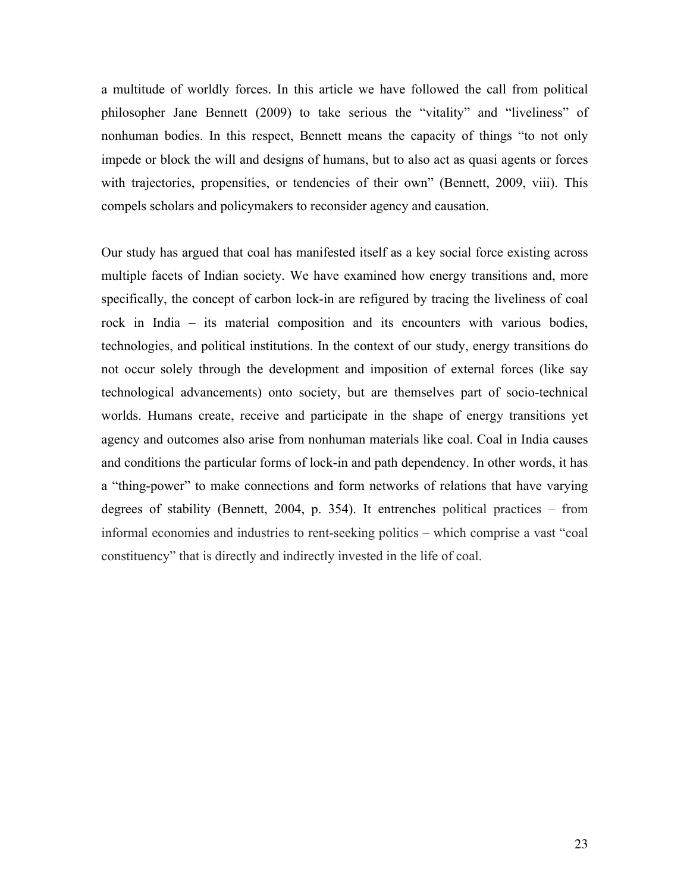a multitude of worldly forces. In this article we have followed the call from political philosopher Jane Bennett (2009) to take serious the "vitality" and "liveliness" of nonhuman bodies. In this respect, Bennett means the capacity of things "to not only impede or block the will and designs of humans, but to also act as quasi agents or forces with trajectories, propensities, or tendencies of their own" (Bennett, 2009, viii). This compels scholars and policymakers to reconsider agency and causation.

Our study has argued that coal has manifested itself as a key social force existing across multiple facets of Indian society. We have examined how energy transitions and, more specifically, the concept of carbon lock-in are refigured by tracing the liveliness of coal rock in India – its material composition and its encounters with various bodies, technologies, and political institutions. In the context of our study, energy transitions do not occur solely through the development and imposition of external forces (like say technological advancements) onto society, but are themselves part of socio-technical worlds. Humans create, receive and participate in the shape of energy transitions yet agency and outcomes also arise from nonhuman materials like coal. Coal in India causes and conditions the particular forms of lock-in and path dependency. In other words, it has a "thing-power" to make connections and form networks of relations that have varying degrees of stability (Bennett, 2004, p. 354). It entrenches political practices – from informal economies and industries to rent-seeking politics – which comprise a vast "coal constituency" that is directly and indirectly invested in the life of coal.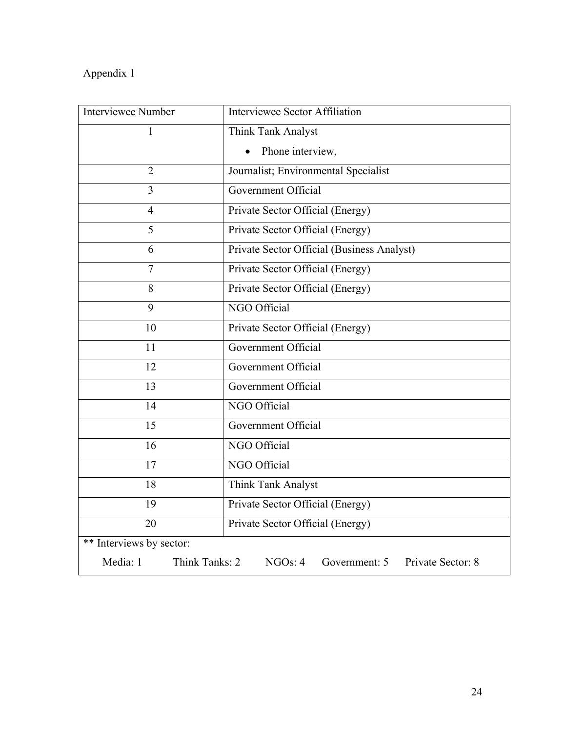Appendix 1

| Interviewee Number | Interviewee Sector Affiliation |
|---|---|
| 1 | Think Tank Analyst<br>• Phone interview, |
| 2 | Journalist; Environmental Specialist |
| 3 | Government Official |
| 4 | Private Sector Official (Energy) |
| 5 | Private Sector Official (Energy) |
| 6 | Private Sector Official (Business Analyst) |
| 7 | Private Sector Official (Energy) |
| 8 | Private Sector Official (Energy) |
| 9 | NGO Official |
| 10 | Private Sector Official (Energy) |
| 11 | Government Official |
| 12 | Government Official |
| 13 | Government Official |
| 14 | NGO Official |
| 15 | Government Official |
| 16 | NGO Official |
| 17 | NGO Official |
| 18 | Think Tank Analyst |
| 19 | Private Sector Official (Energy) |
| 20 | Private Sector Official (Energy) |
| ** Interviews by sector:<br>Media: 1 Think Tanks: 2 NGOs: 4 Government: 5 Private Sector: 8 | |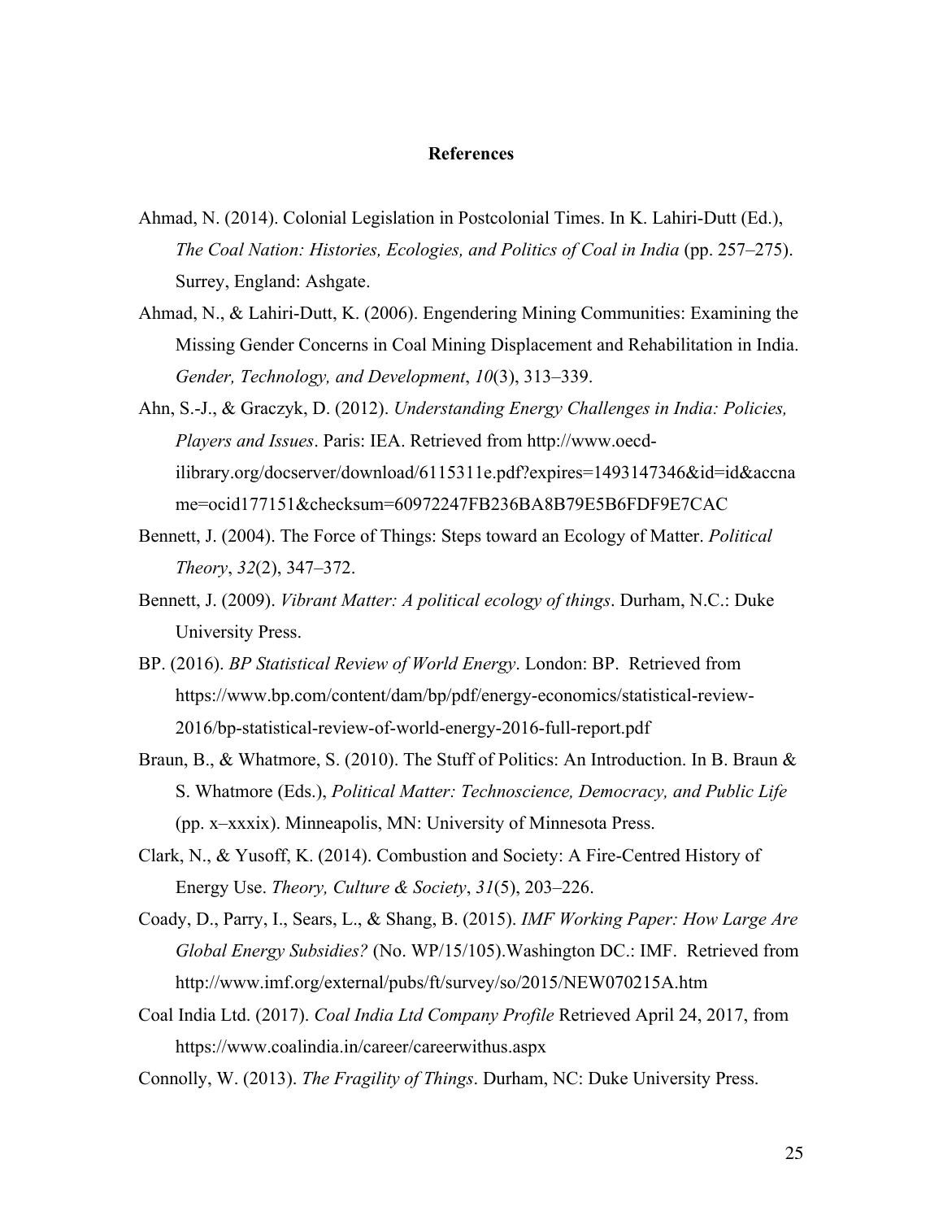## References

Ahmad, N. (2014). Colonial Legislation in Postcolonial Times. In K. Lahiri-Dutt (Ed.), *The Coal Nation: Histories, Ecologies, and Politics of Coal in India* (pp. 257–275). Surrey, England: Ashgate.

Ahmad, N., & Lahiri-Dutt, K. (2006). Engendering Mining Communities: Examining the Missing Gender Concerns in Coal Mining Displacement and Rehabilitation in India. *Gender, Technology, and Development*, *10*(3), 313–339.

Ahn, S.-J., & Graczyk, D. (2012). *Understanding Energy Challenges in India: Policies, Players and Issues*. Paris: IEA. Retrieved from http://www.oecd-ilibrary.org/docserver/download/6115311e.pdf?expires=1493147346&id=id&accname=ocid177151&checksum=60972247FB236BA8B79E5B6FDF9E7CAC

Bennett, J. (2004). The Force of Things: Steps toward an Ecology of Matter. *Political Theory*, *32*(2), 347–372.

Bennett, J. (2009). *Vibrant Matter: A political ecology of things*. Durham, N.C.: Duke University Press.

BP. (2016). *BP Statistical Review of World Energy*. London: BP. Retrieved from https://www.bp.com/content/dam/bp/pdf/energy-economics/statistical-review-2016/bp-statistical-review-of-world-energy-2016-full-report.pdf

Braun, B., & Whatmore, S. (2010). The Stuff of Politics: An Introduction. In B. Braun & S. Whatmore (Eds.), *Political Matter: Technoscience, Democracy, and Public Life* (pp. x–xxxix). Minneapolis, MN: University of Minnesota Press.

Clark, N., & Yusoff, K. (2014). Combustion and Society: A Fire-Centred History of Energy Use. *Theory, Culture & Society*, *31*(5), 203–226.

Coady, D., Parry, I., Sears, L., & Shang, B. (2015). *IMF Working Paper: How Large Are Global Energy Subsidies?* (No. WP/15/105).Washington DC.: IMF. Retrieved from http://www.imf.org/external/pubs/ft/survey/so/2015/NEW070215A.htm

Coal India Ltd. (2017). *Coal India Ltd Company Profile* Retrieved April 24, 2017, from https://www.coalindia.in/career/careerwithus.aspx

Connolly, W. (2013). *The Fragility of Things*. Durham, NC: Duke University Press.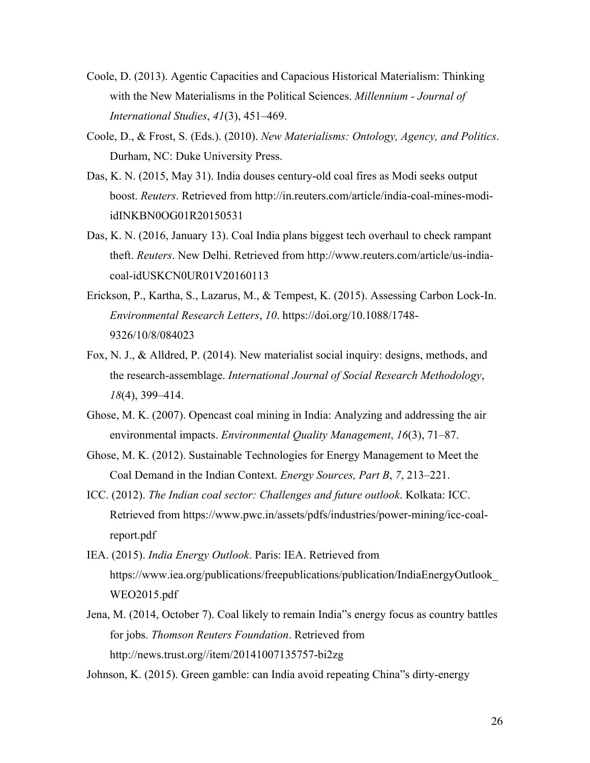Coole, D. (2013). Agentic Capacities and Capacious Historical Materialism: Thinking with the New Materialisms in the Political Sciences. *Millennium - Journal of International Studies*, *41*(3), 451–469.

Coole, D., & Frost, S. (Eds.). (2010). *New Materialisms: Ontology, Agency, and Politics*. Durham, NC: Duke University Press.

Das, K. N. (2015, May 31). India douses century-old coal fires as Modi seeks output boost. *Reuters*. Retrieved from http://in.reuters.com/article/india-coal-mines-modi-idINKBN0OG01R20150531

Das, K. N. (2016, January 13). Coal India plans biggest tech overhaul to check rampant theft. *Reuters*. New Delhi. Retrieved from http://www.reuters.com/article/us-india-coal-idUSKCN0UR01V20160113

Erickson, P., Kartha, S., Lazarus, M., & Tempest, K. (2015). Assessing Carbon Lock-In. *Environmental Research Letters*, *10*. https://doi.org/10.1088/1748-9326/10/8/084023

Fox, N. J., & Alldred, P. (2014). New materialist social inquiry: designs, methods, and the research-assemblage. *International Journal of Social Research Methodology*, *18*(4), 399–414.

Ghose, M. K. (2007). Opencast coal mining in India: Analyzing and addressing the air environmental impacts. *Environmental Quality Management*, *16*(3), 71–87.

Ghose, M. K. (2012). Sustainable Technologies for Energy Management to Meet the Coal Demand in the Indian Context. *Energy Sources, Part B*, *7*, 213–221.

ICC. (2012). *The Indian coal sector: Challenges and future outlook*. Kolkata: ICC. Retrieved from https://www.pwc.in/assets/pdfs/industries/power-mining/icc-coal-report.pdf

IEA. (2015). *India Energy Outlook*. Paris: IEA. Retrieved from https://www.iea.org/publications/freepublications/publication/IndiaEnergyOutlook_WEO2015.pdf

Jena, M. (2014, October 7). Coal likely to remain India"s energy focus as country battles for jobs. *Thomson Reuters Foundation*. Retrieved from http://news.trust.org//item/20141007135757-bi2zg

Johnson, K. (2015). Green gamble: can India avoid repeating China"s dirty-energy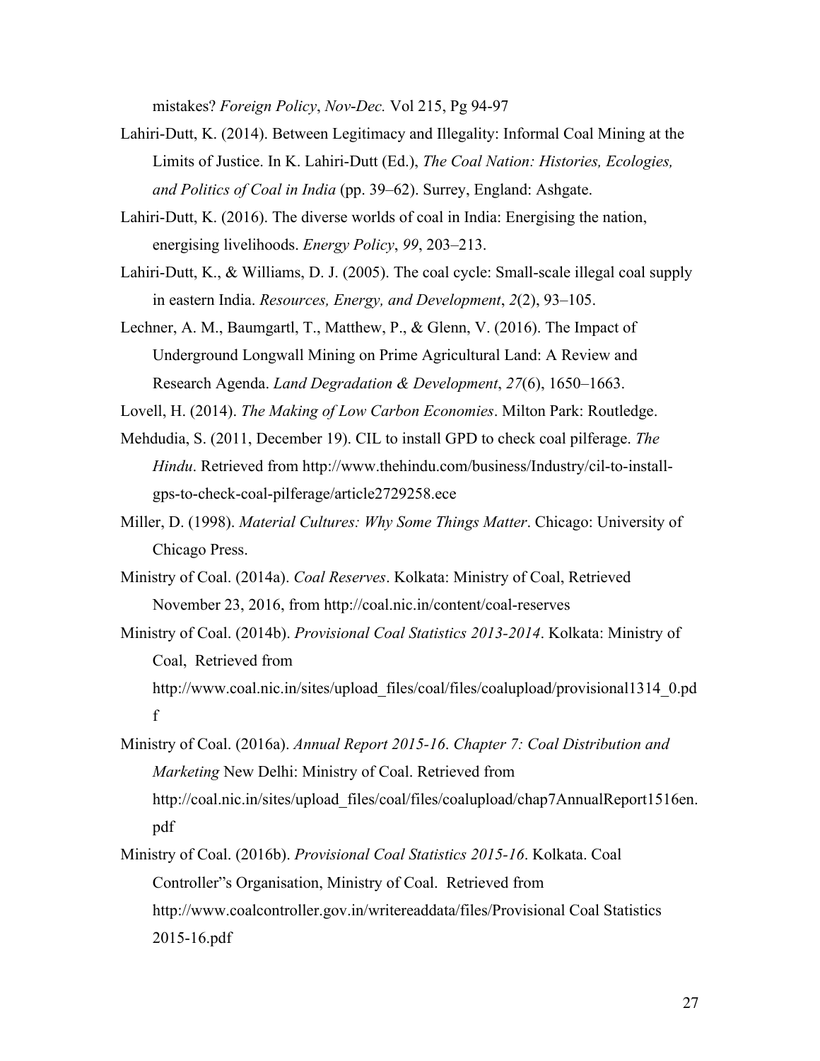mistakes? *Foreign Policy*, *Nov-Dec.* Vol 215, Pg 94-97

Lahiri-Dutt, K. (2014). Between Legitimacy and Illegality: Informal Coal Mining at the Limits of Justice. In K. Lahiri-Dutt (Ed.), *The Coal Nation: Histories, Ecologies, and Politics of Coal in India* (pp. 39–62). Surrey, England: Ashgate.

Lahiri-Dutt, K. (2016). The diverse worlds of coal in India: Energising the nation, energising livelihoods. *Energy Policy*, *99*, 203–213.

Lahiri-Dutt, K., & Williams, D. J. (2005). The coal cycle: Small-scale illegal coal supply in eastern India. *Resources, Energy, and Development*, *2*(2), 93–105.

Lechner, A. M., Baumgartl, T., Matthew, P., & Glenn, V. (2016). The Impact of Underground Longwall Mining on Prime Agricultural Land: A Review and Research Agenda. *Land Degradation & Development*, *27*(6), 1650–1663.

Lovell, H. (2014). *The Making of Low Carbon Economies*. Milton Park: Routledge.

Mehdudia, S. (2011, December 19). CIL to install GPD to check coal pilferage. *The Hindu*. Retrieved from http://www.thehindu.com/business/Industry/cil-to-install-gps-to-check-coal-pilferage/article2729258.ece

Miller, D. (1998). *Material Cultures: Why Some Things Matter*. Chicago: University of Chicago Press.

Ministry of Coal. (2014a). *Coal Reserves*. Kolkata: Ministry of Coal, Retrieved November 23, 2016, from http://coal.nic.in/content/coal-reserves

Ministry of Coal. (2014b). *Provisional Coal Statistics 2013-2014*. Kolkata: Ministry of Coal, Retrieved from http://www.coal.nic.in/sites/upload_files/coal/files/coalupload/provisional1314_0.pdf

Ministry of Coal. (2016a). *Annual Report 2015-16*. *Chapter 7: Coal Distribution and Marketing* New Delhi: Ministry of Coal. Retrieved from http://coal.nic.in/sites/upload_files/coal/files/coalupload/chap7AnnualReport1516en.pdf

Ministry of Coal. (2016b). *Provisional Coal Statistics 2015-16*. Kolkata. Coal Controller"s Organisation, Ministry of Coal. Retrieved from http://www.coalcontroller.gov.in/writereaddata/files/Provisional Coal Statistics 2015-16.pdf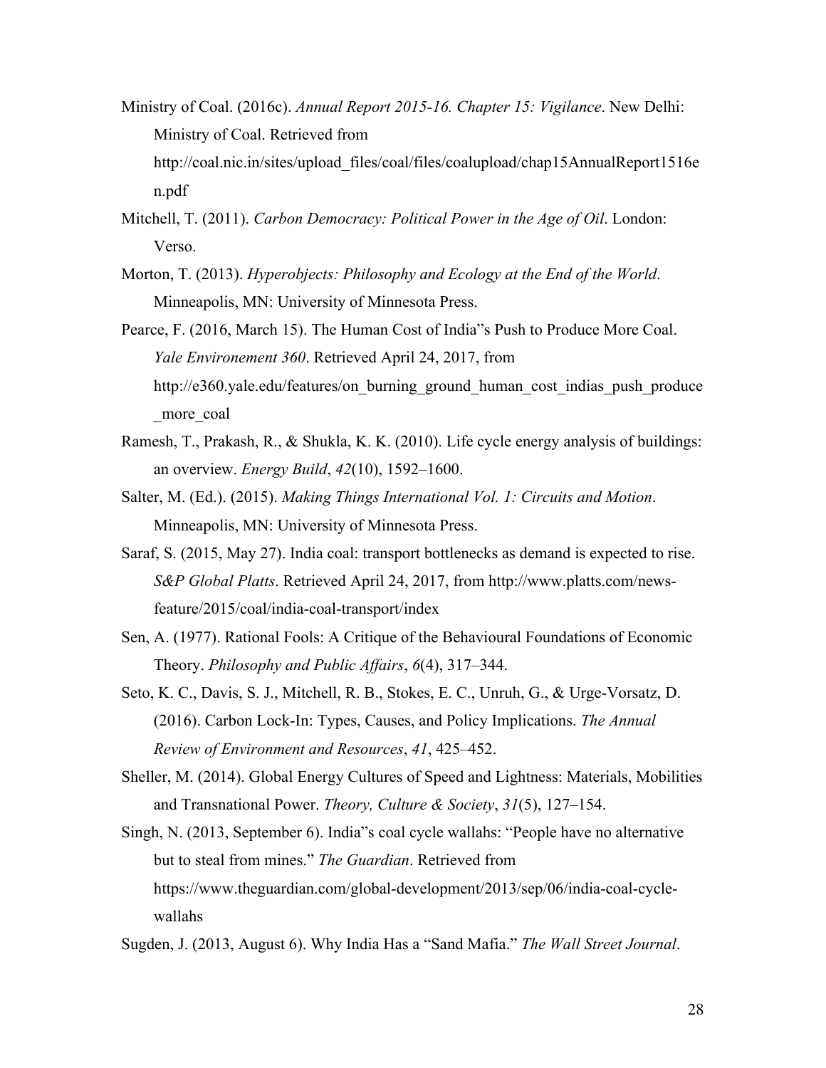Ministry of Coal. (2016c). *Annual Report 2015-16. Chapter 15: Vigilance*. New Delhi: Ministry of Coal. Retrieved from http://coal.nic.in/sites/upload_files/coal/files/coalupload/chap15AnnualReport1516en.pdf

Mitchell, T. (2011). *Carbon Democracy: Political Power in the Age of Oil*. London: Verso.

Morton, T. (2013). *Hyperobjects: Philosophy and Ecology at the End of the World*. Minneapolis, MN: University of Minnesota Press.

Pearce, F. (2016, March 15). The Human Cost of India"s Push to Produce More Coal. *Yale Environement 360*. Retrieved April 24, 2017, from http://e360.yale.edu/features/on_burning_ground_human_cost_indias_push_produce_more_coal

Ramesh, T., Prakash, R., & Shukla, K. K. (2010). Life cycle energy analysis of buildings: an overview. *Energy Build*, *42*(10), 1592–1600.

Salter, M. (Ed.). (2015). *Making Things International Vol. 1: Circuits and Motion*. Minneapolis, MN: University of Minnesota Press.

Saraf, S. (2015, May 27). India coal: transport bottlenecks as demand is expected to rise. *S&P Global Platts*. Retrieved April 24, 2017, from http://www.platts.com/news-feature/2015/coal/india-coal-transport/index

Sen, A. (1977). Rational Fools: A Critique of the Behavioural Foundations of Economic Theory. *Philosophy and Public Affairs*, *6*(4), 317–344.

Seto, K. C., Davis, S. J., Mitchell, R. B., Stokes, E. C., Unruh, G., & Urge-Vorsatz, D. (2016). Carbon Lock-In: Types, Causes, and Policy Implications. *The Annual Review of Environment and Resources*, *41*, 425–452.

Sheller, M. (2014). Global Energy Cultures of Speed and Lightness: Materials, Mobilities and Transnational Power. *Theory, Culture & Society*, *31*(5), 127–154.

Singh, N. (2013, September 6). India"s coal cycle wallahs: "People have no alternative but to steal from mines." *The Guardian*. Retrieved from https://www.theguardian.com/global-development/2013/sep/06/india-coal-cycle-wallahs

Sugden, J. (2013, August 6). Why India Has a "Sand Mafia." *The Wall Street Journal*.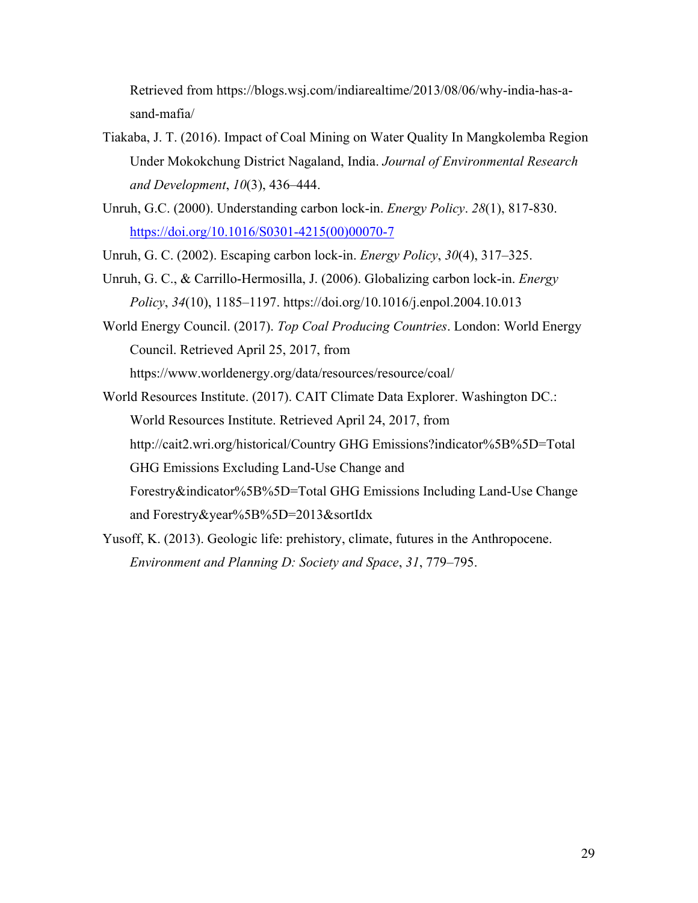Retrieved from https://blogs.wsj.com/indiarealtime/2013/08/06/why-india-has-a-sand-mafia/

Tiakaba, J. T. (2016). Impact of Coal Mining on Water Quality In Mangkolemba Region Under Mokokchung District Nagaland, India. *Journal of Environmental Research and Development*, *10*(3), 436–444.

Unruh, G.C. (2000). Understanding carbon lock-in. *Energy Policy*. *28*(1), 817-830. https://doi.org/10.1016/S0301-4215(00)00070-7

Unruh, G. C. (2002). Escaping carbon lock-in. *Energy Policy*, *30*(4), 317–325.

Unruh, G. C., & Carrillo-Hermosilla, J. (2006). Globalizing carbon lock-in. *Energy Policy*, *34*(10), 1185–1197. https://doi.org/10.1016/j.enpol.2004.10.013

World Energy Council. (2017). *Top Coal Producing Countries*. London: World Energy Council. Retrieved April 25, 2017, from https://www.worldenergy.org/data/resources/resource/coal/

World Resources Institute. (2017). CAIT Climate Data Explorer. Washington DC.: World Resources Institute. Retrieved April 24, 2017, from http://cait2.wri.org/historical/Country GHG Emissions?indicator%5B%5D=Total GHG Emissions Excluding Land-Use Change and Forestry&indicator%5B%5D=Total GHG Emissions Including Land-Use Change and Forestry&year%5B%5D=2013&sortIdx

Yusoff, K. (2013). Geologic life: prehistory, climate, futures in the Anthropocene. *Environment and Planning D: Society and Space*, *31*, 779–795.